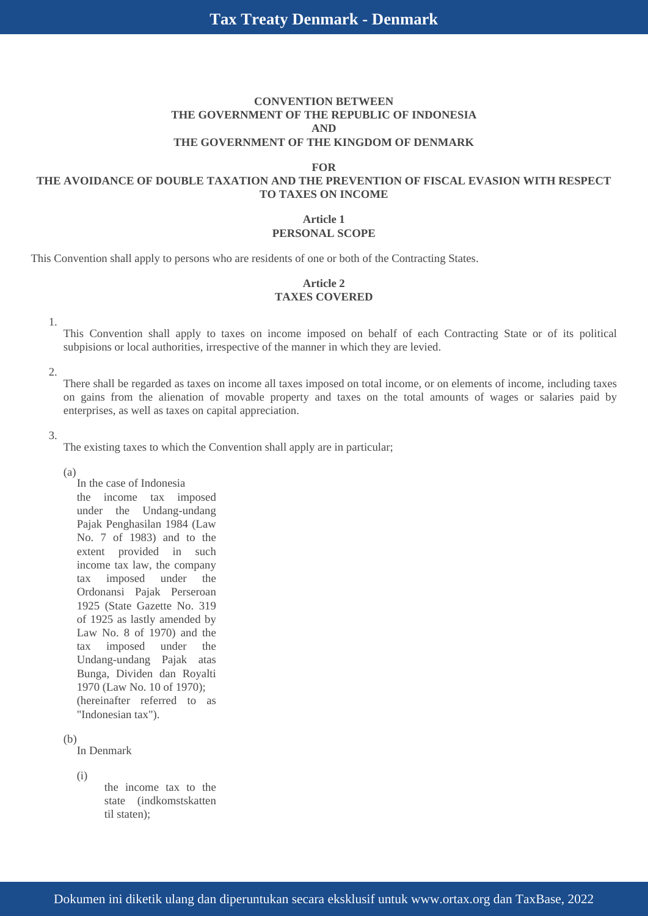**CONVENTION BETWEEN**
**THE GOVERNMENT OF THE REPUBLIC OF INDONESIA**
**AND**
**THE GOVERNMENT OF THE KINGDOM OF DENMARK**

**FOR**
**THE AVOIDANCE OF DOUBLE TAXATION AND THE PREVENTION OF FISCAL EVASION WITH RESPECT TO TAXES ON INCOME**

## Article 1
## PERSONAL SCOPE

This Convention shall apply to persons who are residents of one or both of the Contracting States.

## Article 2
## TAXES COVERED

1. This Convention shall apply to taxes on income imposed on behalf of each Contracting State or of its political subpisions or local authorities, irrespective of the manner in which they are levied.

2. There shall be regarded as taxes on income all taxes imposed on total income, or on elements of income, including taxes on gains from the alienation of movable property and taxes on the total amounts of wages or salaries paid by enterprises, as well as taxes on capital appreciation.

3. The existing taxes to which the Convention shall apply are in particular;

   (a) In the case of Indonesia
   the income tax imposed under the Undang-undang Pajak Penghasilan 1984 (Law No. 7 of 1983) and to the extent provided in such income tax law, the company tax imposed under the Ordonansi Pajak Perseroan 1925 (State Gazette No. 319 of 1925 as lastly amended by Law No. 8 of 1970) and the tax imposed under the Undang-undang Pajak atas Bunga, Dividen dan Royalti 1970 (Law No. 10 of 1970); (hereinafter referred to as "Indonesian tax").

   (b) In Denmark

      (i) the income tax to the state (indkomstskatten til staten);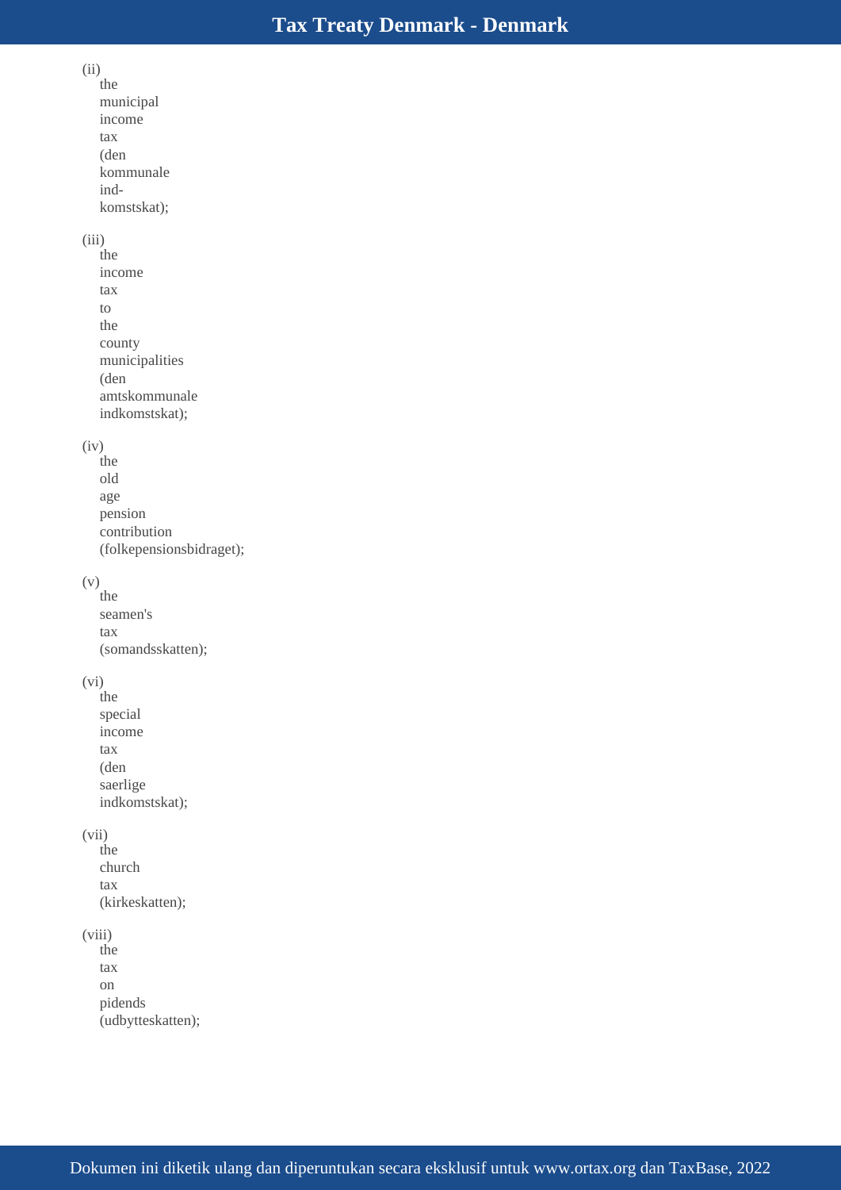(ii) the municipal income tax (den kommunale ind-komstskat);

(iii) the income tax to the county municipalities (den amtskommunale indkomstskat);

(iv) the old age pension contribution (folkepensionsbidraget);

(v) the seamen's tax (somandsskatten);

(vi) the special income tax (den saerlige indkomstskat);

(vii) the church tax (kirkeskatten);

(viii) the tax on pidends (udbytteskatten);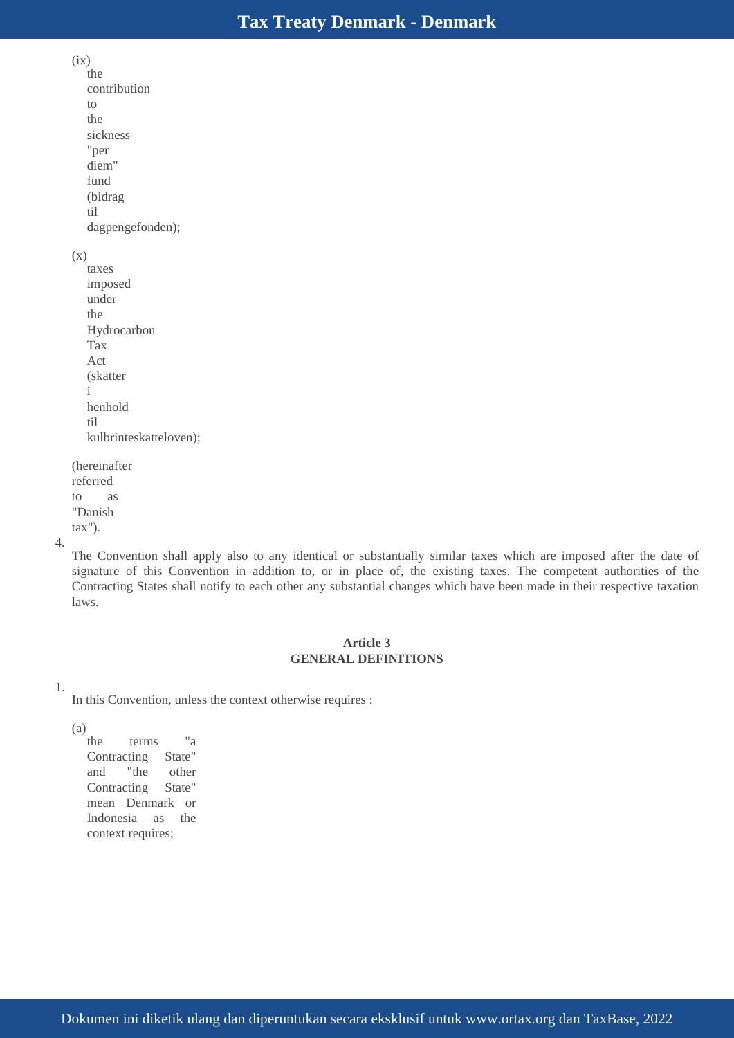(ix) the contribution to the sickness "per diem" fund (bidrag til dagpengefonden);

(x) taxes imposed under the Hydrocarbon Tax Act (skatter i henhold til kulbrinteskatteloven);

(hereinafter referred to as "Danish tax").

4. The Convention shall apply also to any identical or substantially similar taxes which are imposed after the date of signature of this Convention in addition to, or in place of, the existing taxes. The competent authorities of the Contracting States shall notify to each other any substantial changes which have been made in their respective taxation laws.

### Article 3
### GENERAL DEFINITIONS

1. In this Convention, unless the context otherwise requires :

(a) the terms "a Contracting State" and "the other Contracting State" mean Denmark or Indonesia as the context requires;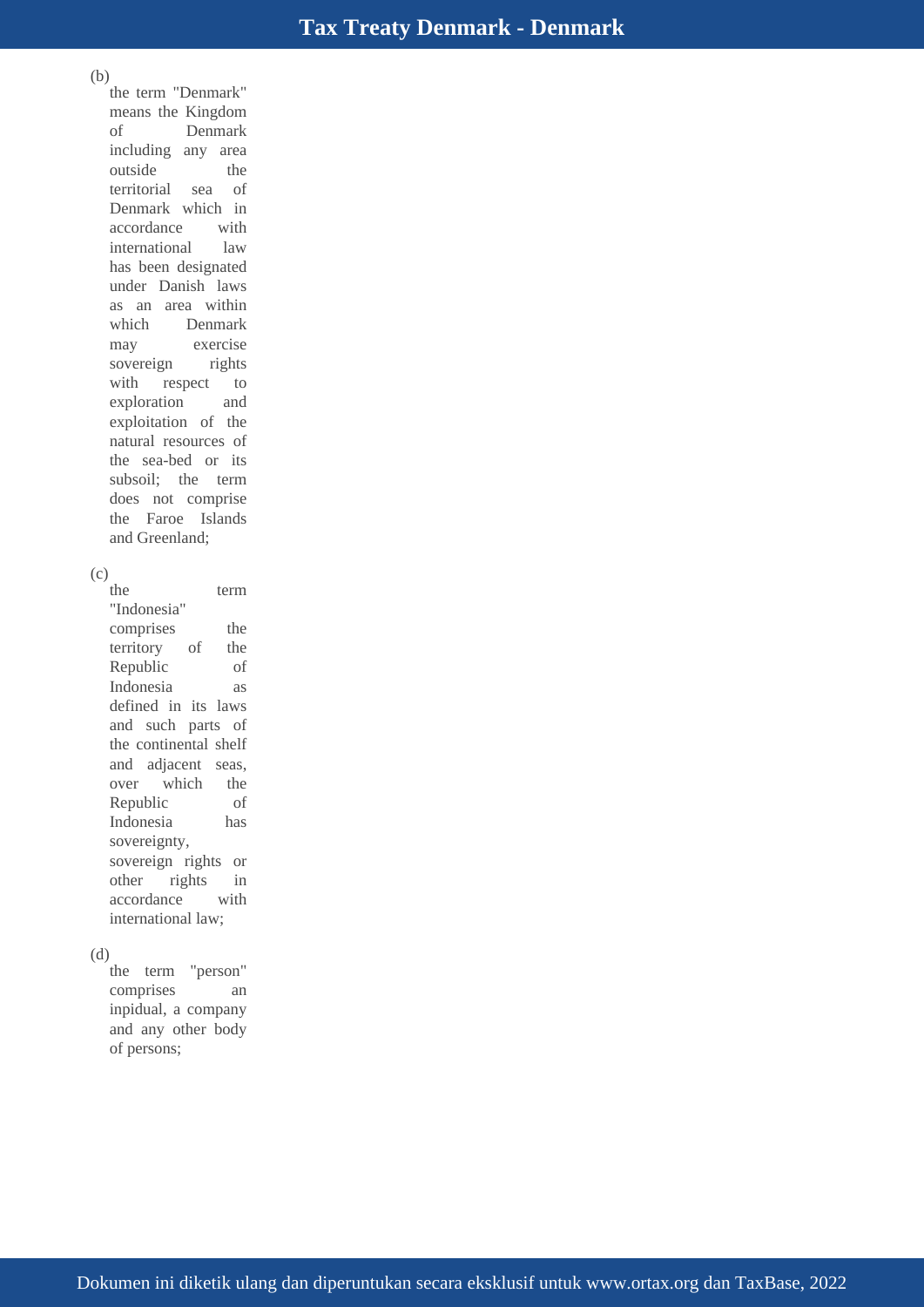(b) the term "Denmark" means the Kingdom of Denmark including any area outside the territorial sea of Denmark which in accordance with international law has been designated under Danish laws as an area within which Denmark may exercise sovereign rights with respect to exploration and exploitation of the natural resources of the sea-bed or its subsoil; the term does not comprise the Faroe Islands and Greenland;

(c) the term "Indonesia" comprises the territory of the Republic of Indonesia as defined in its laws and such parts of the continental shelf and adjacent seas, over which the Republic of Indonesia has sovereignty, sovereign rights or other rights in accordance with international law;

(d) the term "person" comprises an inpidual, a company and any other body of persons;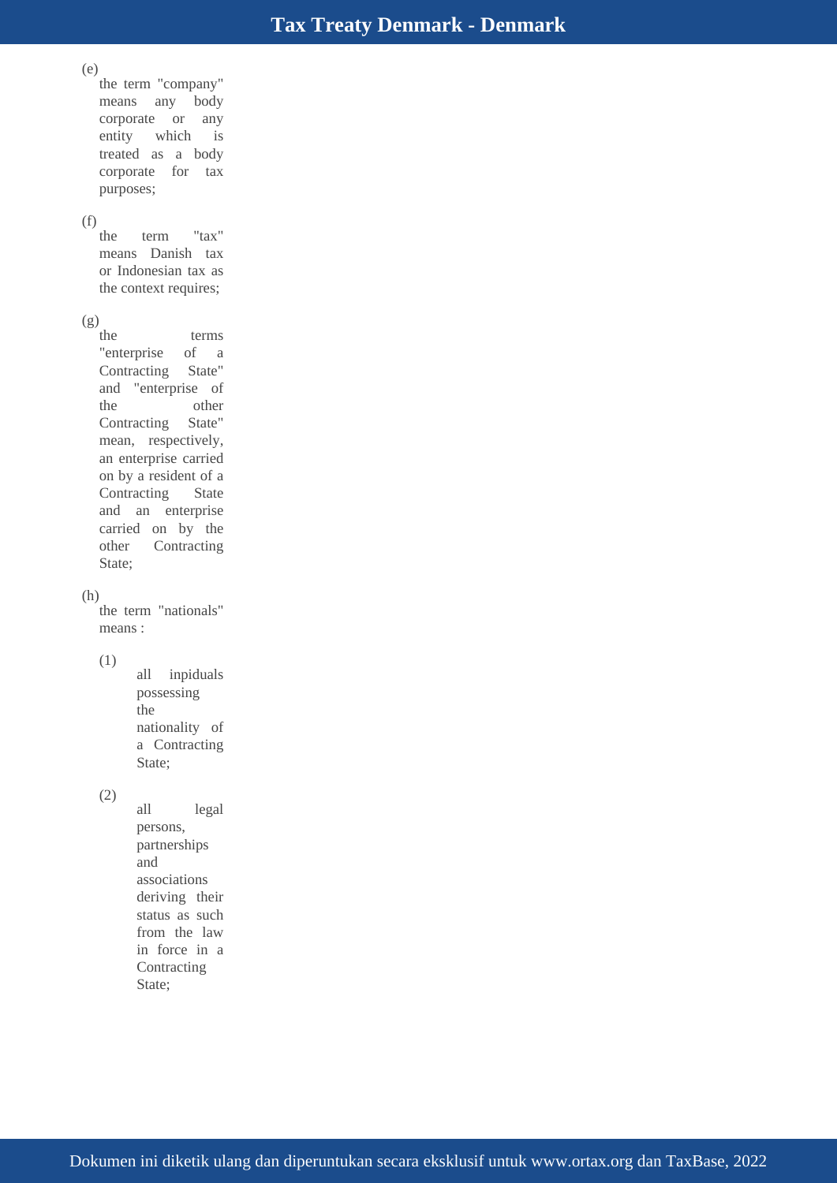(e) the term "company" means any body corporate or any entity which is treated as a body corporate for tax purposes;

(f) the term "tax" means Danish tax or Indonesian tax as the context requires;

(g) the terms "enterprise of a Contracting State" and "enterprise of the other Contracting State" mean, respectively, an enterprise carried on by a resident of a Contracting State and an enterprise carried on by the other Contracting State;

(h) the term "nationals" means :

  (1) all inpiduals possessing the nationality of a Contracting State;

  (2) all legal persons, partnerships and associations deriving their status as such from the law in force in a Contracting State;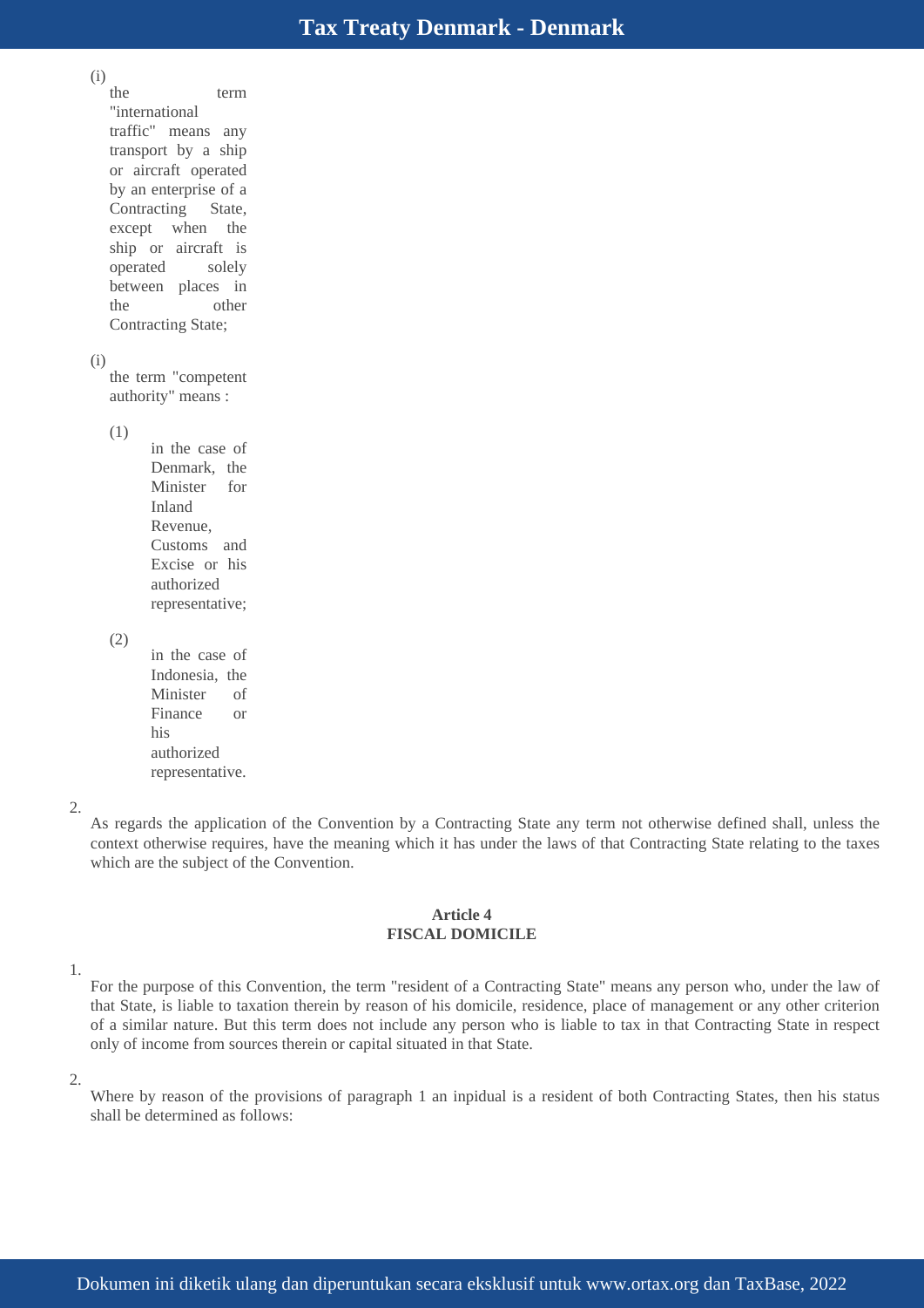(i) the term "international traffic" means any transport by a ship or aircraft operated by an enterprise of a Contracting State, except when the ship or aircraft is operated solely between places in the other Contracting State;

(i) the term "competent authority" means :

(1) in the case of Denmark, the Minister for Inland Revenue, Customs and Excise or his authorized representative;

(2) in the case of Indonesia, the Minister of Finance or his authorized representative.

2. As regards the application of the Convention by a Contracting State any term not otherwise defined shall, unless the context otherwise requires, have the meaning which it has under the laws of that Contracting State relating to the taxes which are the subject of the Convention.

**Article 4**
**FISCAL DOMICILE**

1. For the purpose of this Convention, the term "resident of a Contracting State" means any person who, under the law of that State, is liable to taxation therein by reason of his domicile, residence, place of management or any other criterion of a similar nature. But this term does not include any person who is liable to tax in that Contracting State in respect only of income from sources therein or capital situated in that State.

2. Where by reason of the provisions of paragraph 1 an inpidual is a resident of both Contracting States, then his status shall be determined as follows: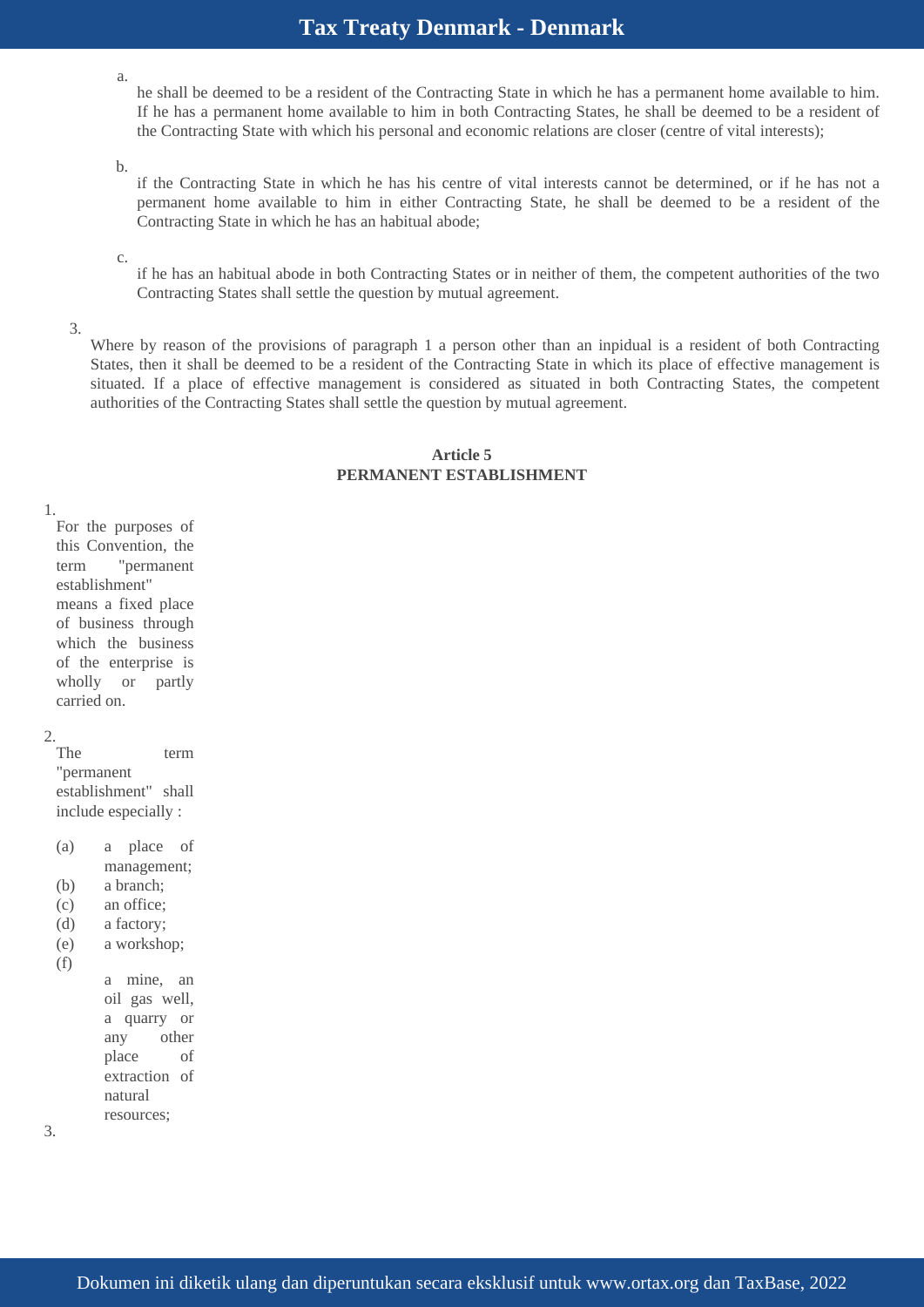a. he shall be deemed to be a resident of the Contracting State in which he has a permanent home available to him. If he has a permanent home available to him in both Contracting States, he shall be deemed to be a resident of the Contracting State with which his personal and economic relations are closer (centre of vital interests);

b. if the Contracting State in which he has his centre of vital interests cannot be determined, or if he has not a permanent home available to him in either Contracting State, he shall be deemed to be a resident of the Contracting State in which he has an habitual abode;

c. if he has an habitual abode in both Contracting States or in neither of them, the competent authorities of the two Contracting States shall settle the question by mutual agreement.

3. Where by reason of the provisions of paragraph 1 a person other than an inpidual is a resident of both Contracting States, then it shall be deemed to be a resident of the Contracting State in which its place of effective management is situated. If a place of effective management is considered as situated in both Contracting States, the competent authorities of the Contracting States shall settle the question by mutual agreement.

**Article 5**
**PERMANENT ESTABLISHMENT**

1. For the purposes of this Convention, the term "permanent establishment" means a fixed place of business through which the business of the enterprise is wholly or partly carried on.

2. The term "permanent establishment" shall include especially :

(a) a place of management;
(b) a branch;
(c) an office;
(d) a factory;
(e) a workshop;
(f) a mine, an oil gas well, a quarry or any other place of extraction of natural resources;

3.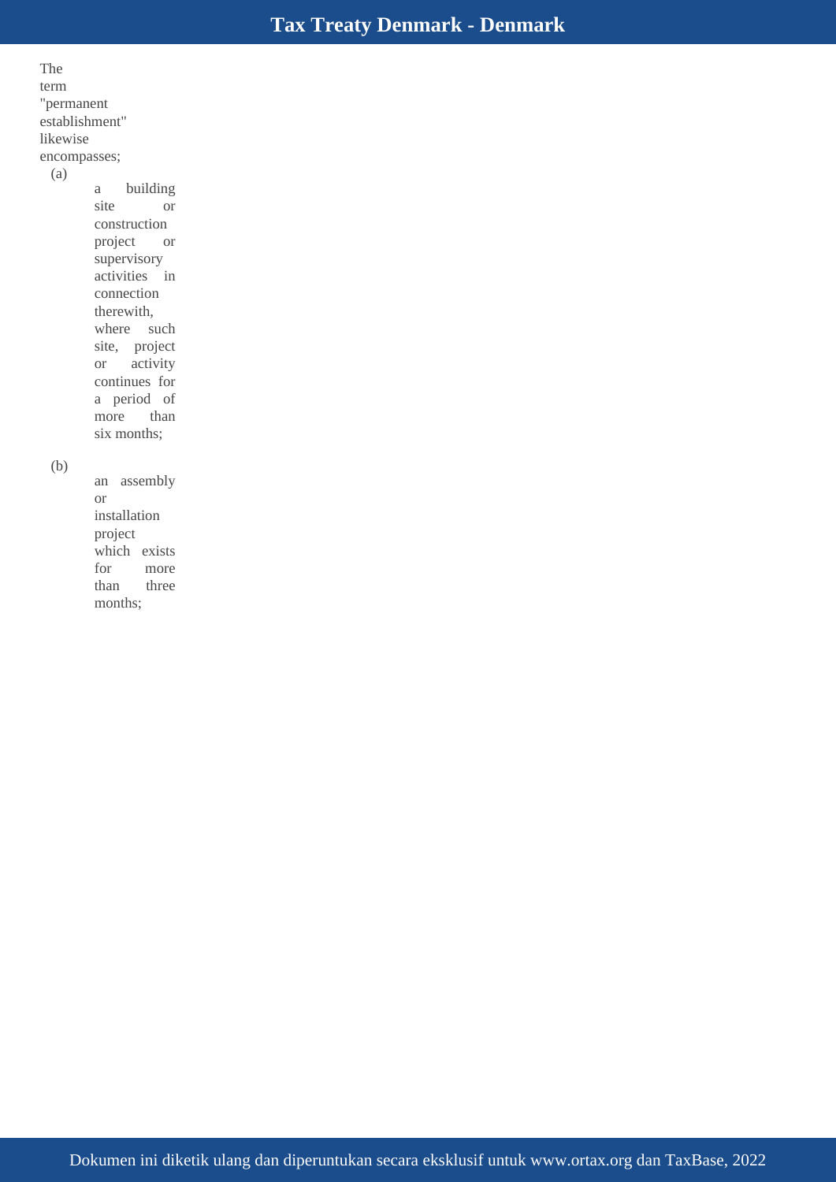The term "permanent establishment" likewise encompasses;

(a) a building site or construction project or supervisory activities in connection therewith, where such site, project or activity continues for a period of more than six months;

(b) an assembly or installation project which exists for more than three months;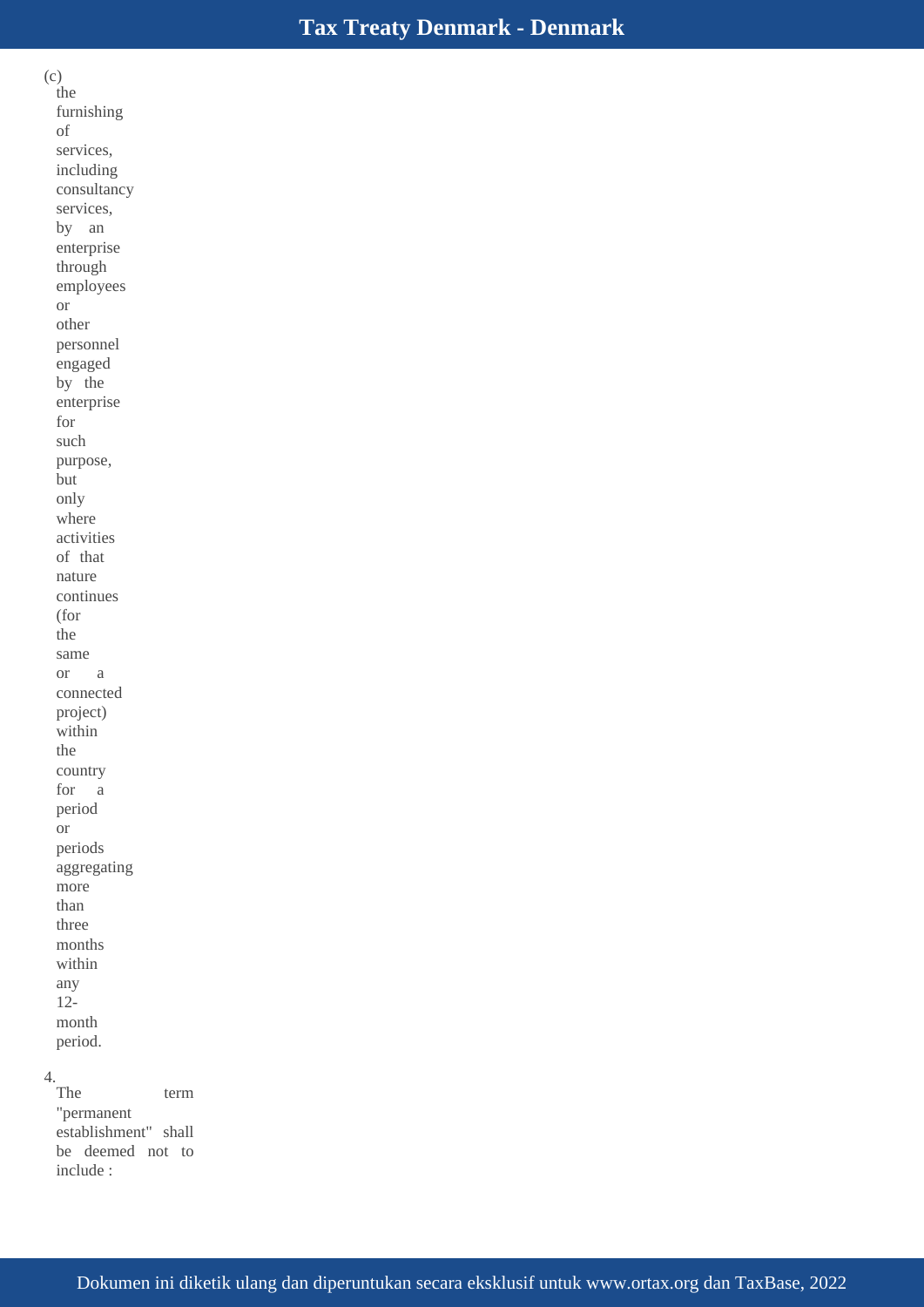(c) the furnishing of services, including consultancy services, by an enterprise through employees or other personnel engaged by the enterprise for such purpose, but only where activities of that nature continues (for the same or a connected project) within the country for a period or periods aggregating more than three months within any 12-month period.

4. The term "permanent establishment" shall be deemed not to include :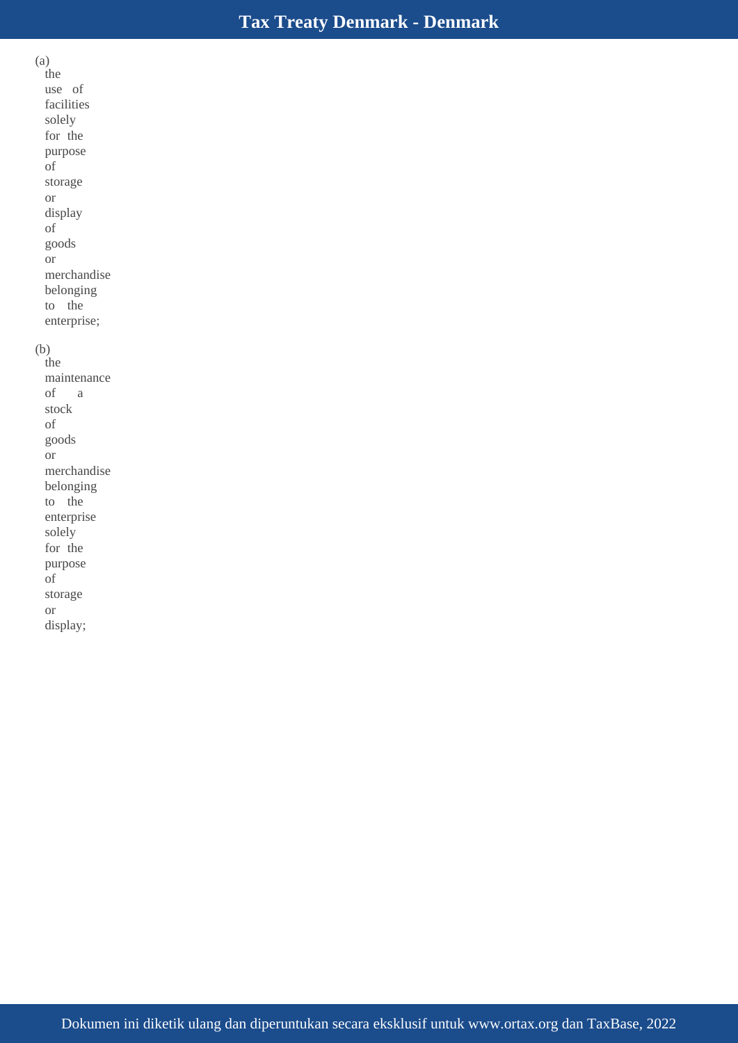(a) the use of facilities solely for the purpose of storage or display of goods or merchandise belonging to the enterprise;

(b) the maintenance of a stock of goods or merchandise belonging to the enterprise solely for the purpose of storage or display;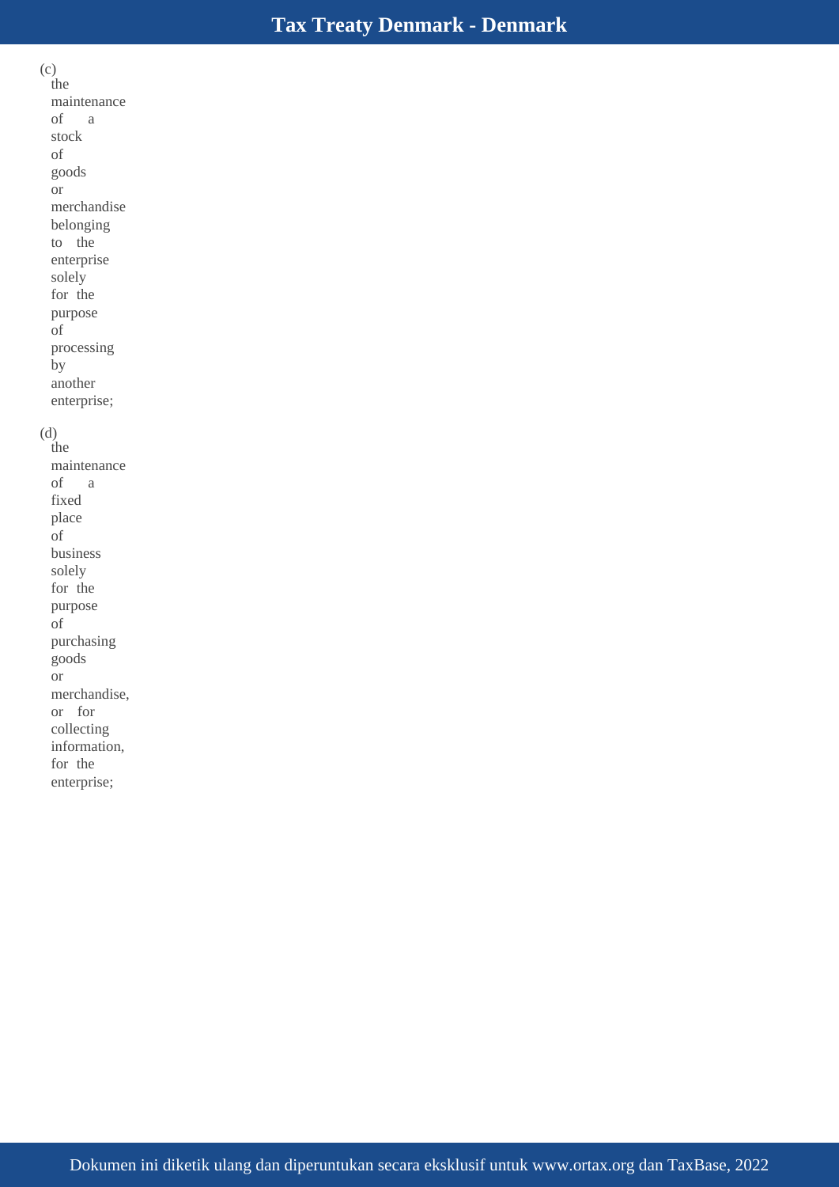(c) the maintenance of a stock of goods or merchandise belonging to the enterprise solely for the purpose of processing by another enterprise;

(d) the maintenance of a fixed place of business solely for the purpose of purchasing goods or merchandise, or for collecting information, for the enterprise;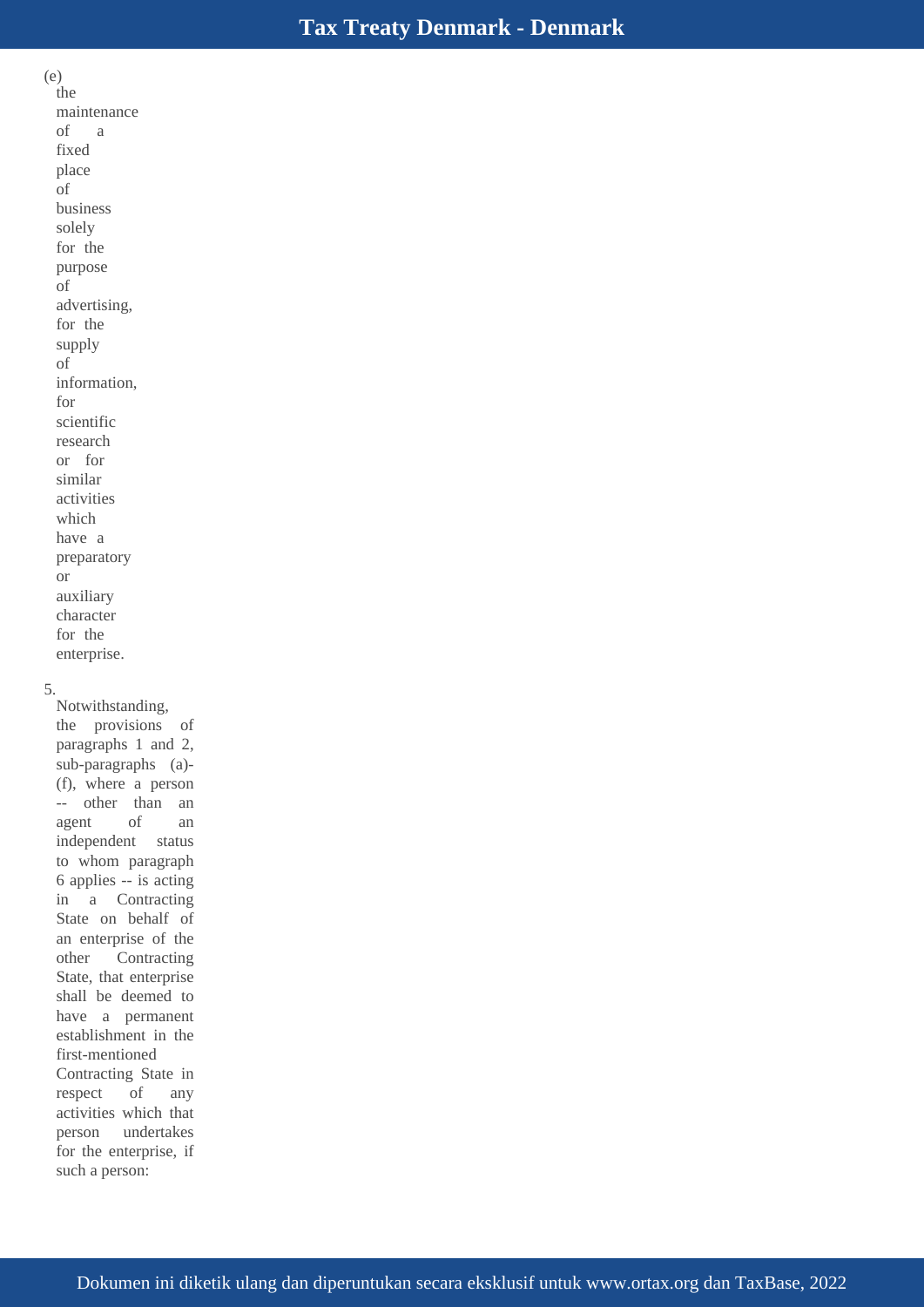(e) the maintenance of a fixed place of business solely for the purpose of advertising, for the supply of information, for scientific research or for similar activities which have a preparatory or auxiliary character for the enterprise.

5. Notwithstanding, the provisions of paragraphs 1 and 2, sub-paragraphs (a)-(f), where a person -- other than an agent of an independent status to whom paragraph 6 applies -- is acting in a Contracting State on behalf of an enterprise of the other Contracting State, that enterprise shall be deemed to have a permanent establishment in the first-mentioned Contracting State in respect of any activities which that person undertakes for the enterprise, if such a person: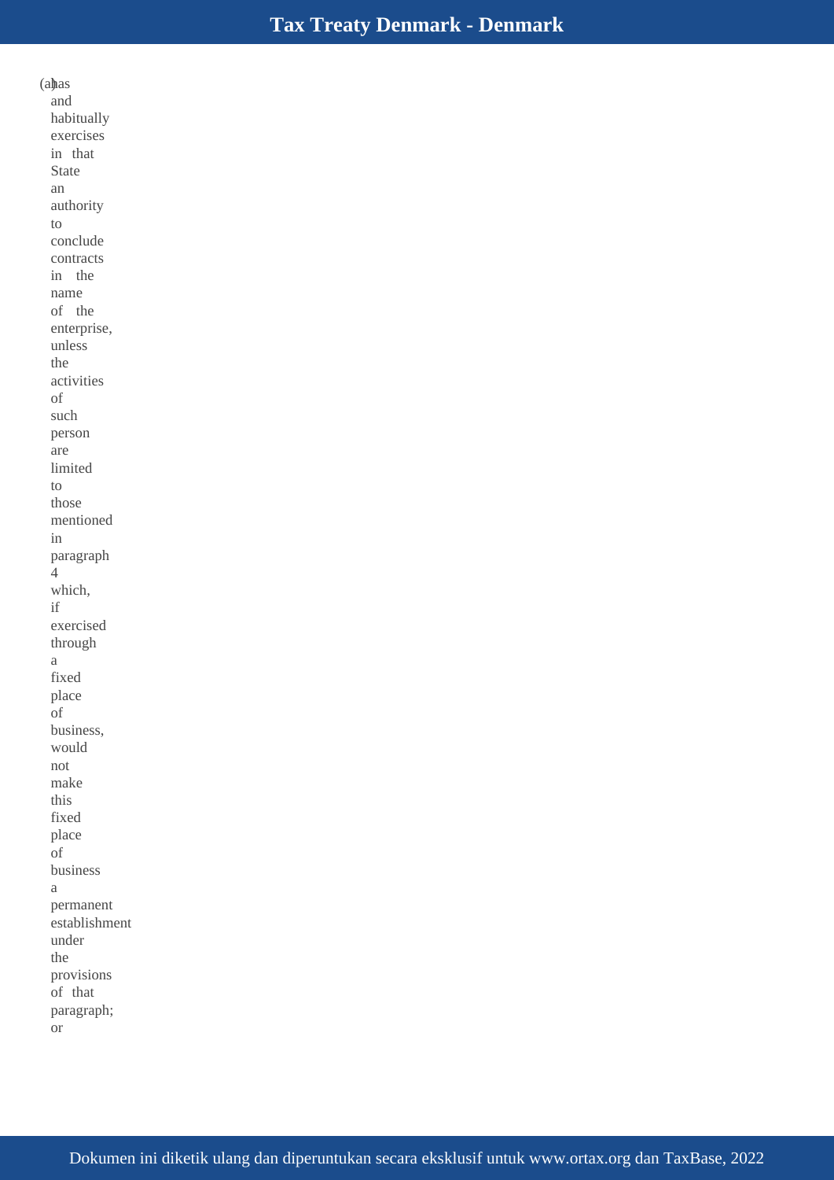(a) has and habitually exercises in that State an authority to conclude contracts in the name of the enterprise, unless the activities of such person are limited to those mentioned in paragraph 4 which, if exercised through a fixed place of business, would not make this fixed place of business a permanent establishment under the provisions of that paragraph; or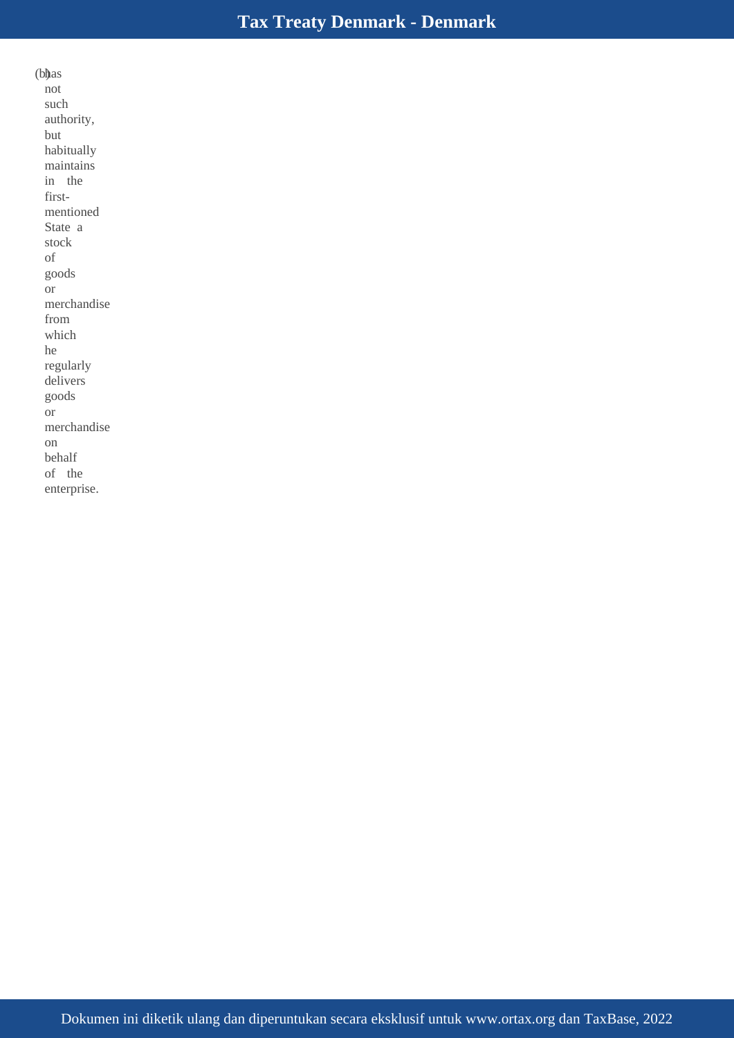(b) has not such authority, but habitually maintains in the first-mentioned State a stock of goods or merchandise from which he regularly delivers goods or merchandise on behalf of the enterprise.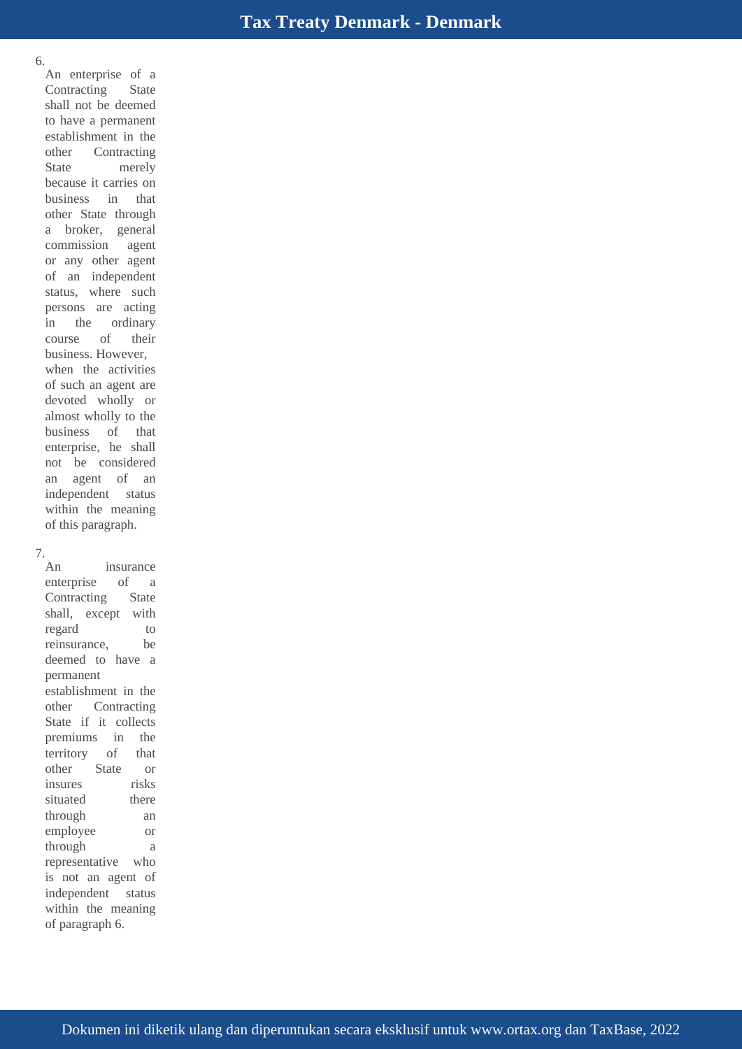6. An enterprise of a Contracting State shall not be deemed to have a permanent establishment in the other Contracting State merely because it carries on business in that other State through a broker, general commission agent or any other agent of an independent status, where such persons are acting in the ordinary course of their business. However, when the activities of such an agent are devoted wholly or almost wholly to the business of that enterprise, he shall not be considered an agent of an independent status within the meaning of this paragraph.

7. An insurance enterprise of a Contracting State shall, except with regard to reinsurance, be deemed to have a permanent establishment in the other Contracting State if it collects premiums in the territory of that other State or insures risks situated there through an employee or through a representative who is not an agent of independent status within the meaning of paragraph 6.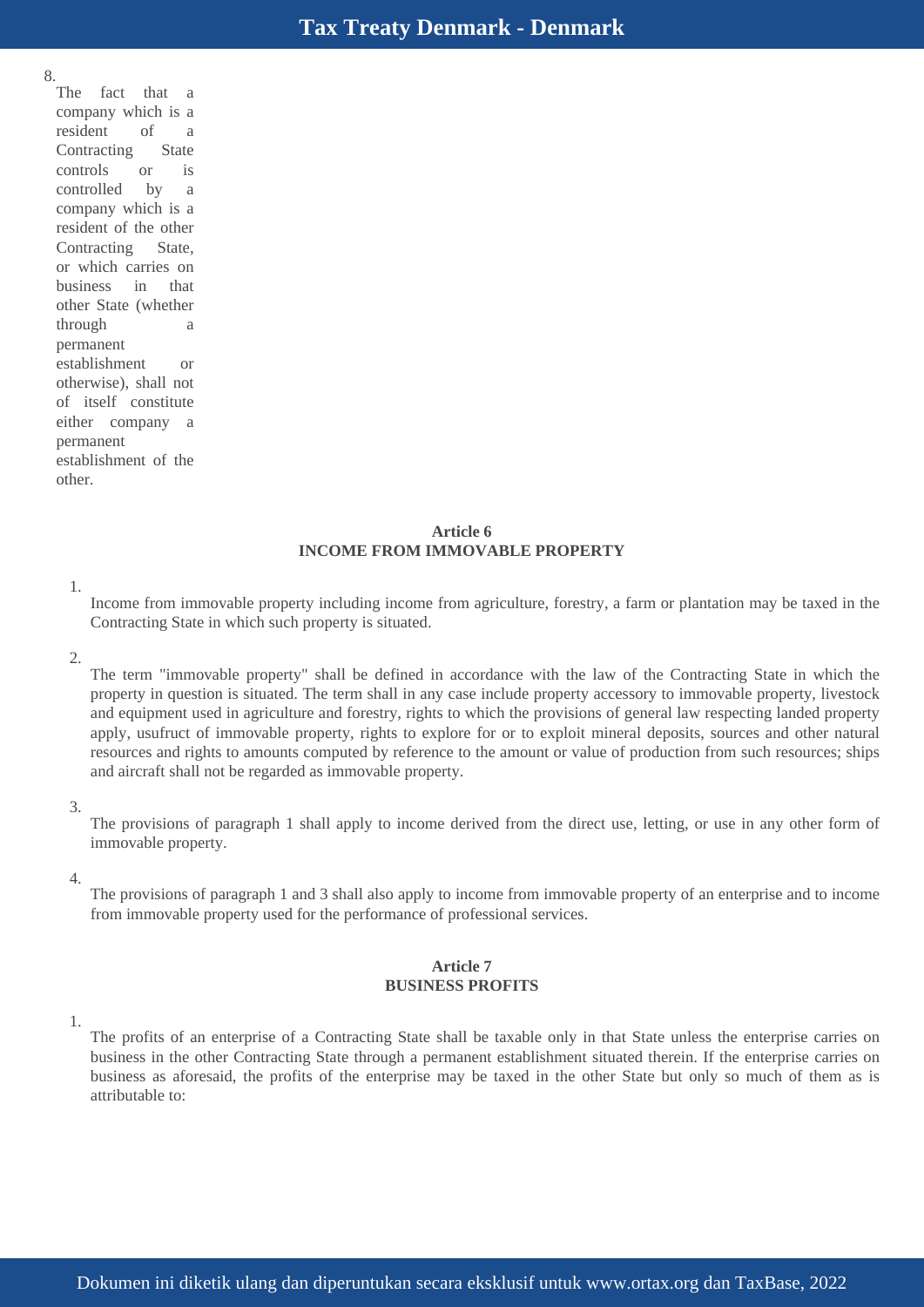8. The fact that a company which is a resident of a Contracting State controls or is controlled by a company which is a resident of the other Contracting State, or which carries on business in that other State (whether through a permanent establishment or otherwise), shall not of itself constitute either company a permanent establishment of the other.

## Article 6
## INCOME FROM IMMOVABLE PROPERTY

1. Income from immovable property including income from agriculture, forestry, a farm or plantation may be taxed in the Contracting State in which such property is situated.

2. The term "immovable property" shall be defined in accordance with the law of the Contracting State in which the property in question is situated. The term shall in any case include property accessory to immovable property, livestock and equipment used in agriculture and forestry, rights to which the provisions of general law respecting landed property apply, usufruct of immovable property, rights to explore for or to exploit mineral deposits, sources and other natural resources and rights to amounts computed by reference to the amount or value of production from such resources; ships and aircraft shall not be regarded as immovable property.

3. The provisions of paragraph 1 shall apply to income derived from the direct use, letting, or use in any other form of immovable property.

4. The provisions of paragraph 1 and 3 shall also apply to income from immovable property of an enterprise and to income from immovable property used for the performance of professional services.

## Article 7
## BUSINESS PROFITS

1. The profits of an enterprise of a Contracting State shall be taxable only in that State unless the enterprise carries on business in the other Contracting State through a permanent establishment situated therein. If the enterprise carries on business as aforesaid, the profits of the enterprise may be taxed in the other State but only so much of them as is attributable to: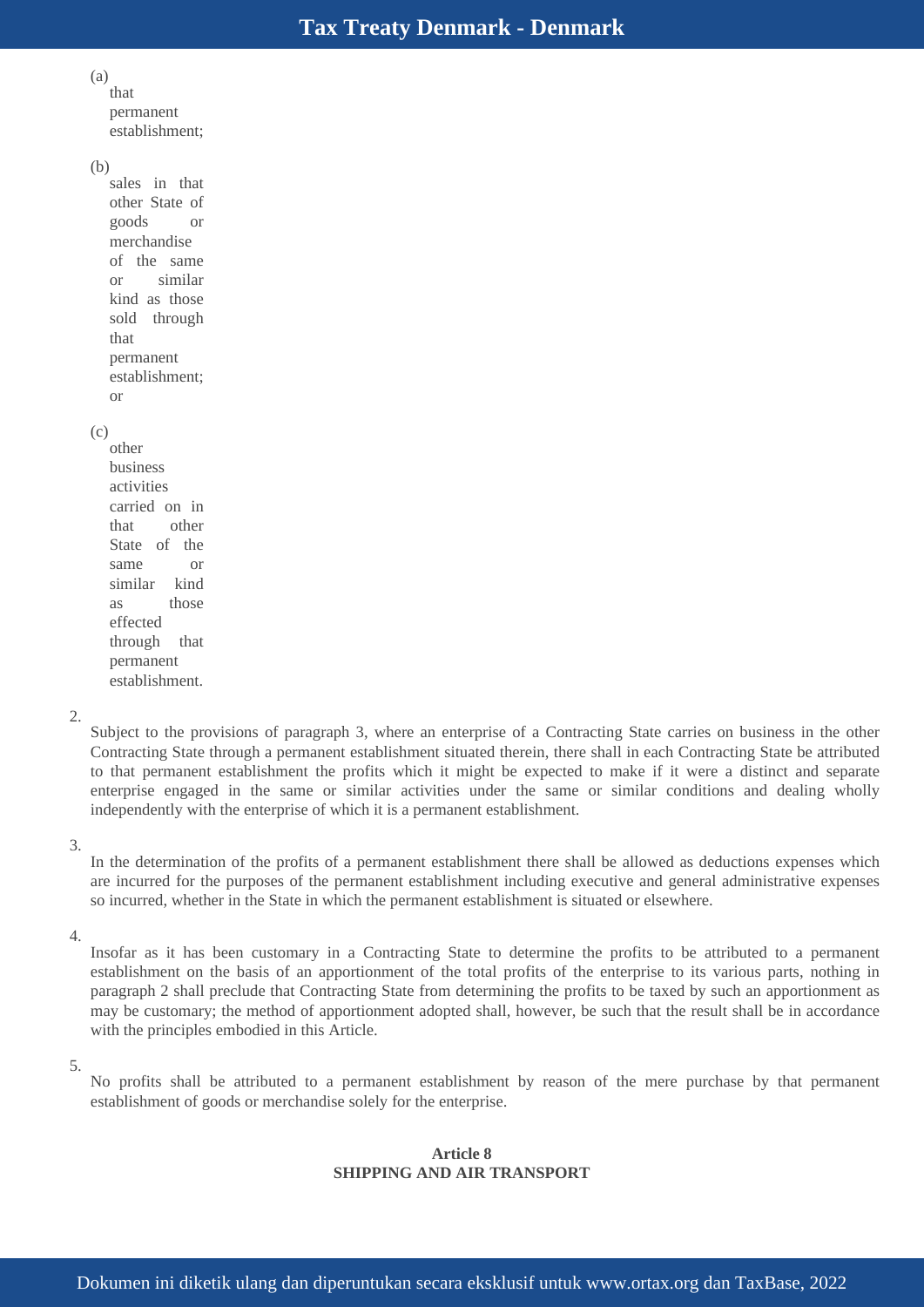(a) that permanent establishment;

(b) sales in that other State of goods or merchandise of the same or similar kind as those sold through that permanent establishment; or

(c) other business activities carried on in that other State of the same or similar kind as those effected through that permanent establishment.

2. Subject to the provisions of paragraph 3, where an enterprise of a Contracting State carries on business in the other Contracting State through a permanent establishment situated therein, there shall in each Contracting State be attributed to that permanent establishment the profits which it might be expected to make if it were a distinct and separate enterprise engaged in the same or similar activities under the same or similar conditions and dealing wholly independently with the enterprise of which it is a permanent establishment.

3. In the determination of the profits of a permanent establishment there shall be allowed as deductions expenses which are incurred for the purposes of the permanent establishment including executive and general administrative expenses so incurred, whether in the State in which the permanent establishment is situated or elsewhere.

4. Insofar as it has been customary in a Contracting State to determine the profits to be attributed to a permanent establishment on the basis of an apportionment of the total profits of the enterprise to its various parts, nothing in paragraph 2 shall preclude that Contracting State from determining the profits to be taxed by such an apportionment as may be customary; the method of apportionment adopted shall, however, be such that the result shall be in accordance with the principles embodied in this Article.

5. No profits shall be attributed to a permanent establishment by reason of the mere purchase by that permanent establishment of goods or merchandise solely for the enterprise.

## Article 8
## SHIPPING AND AIR TRANSPORT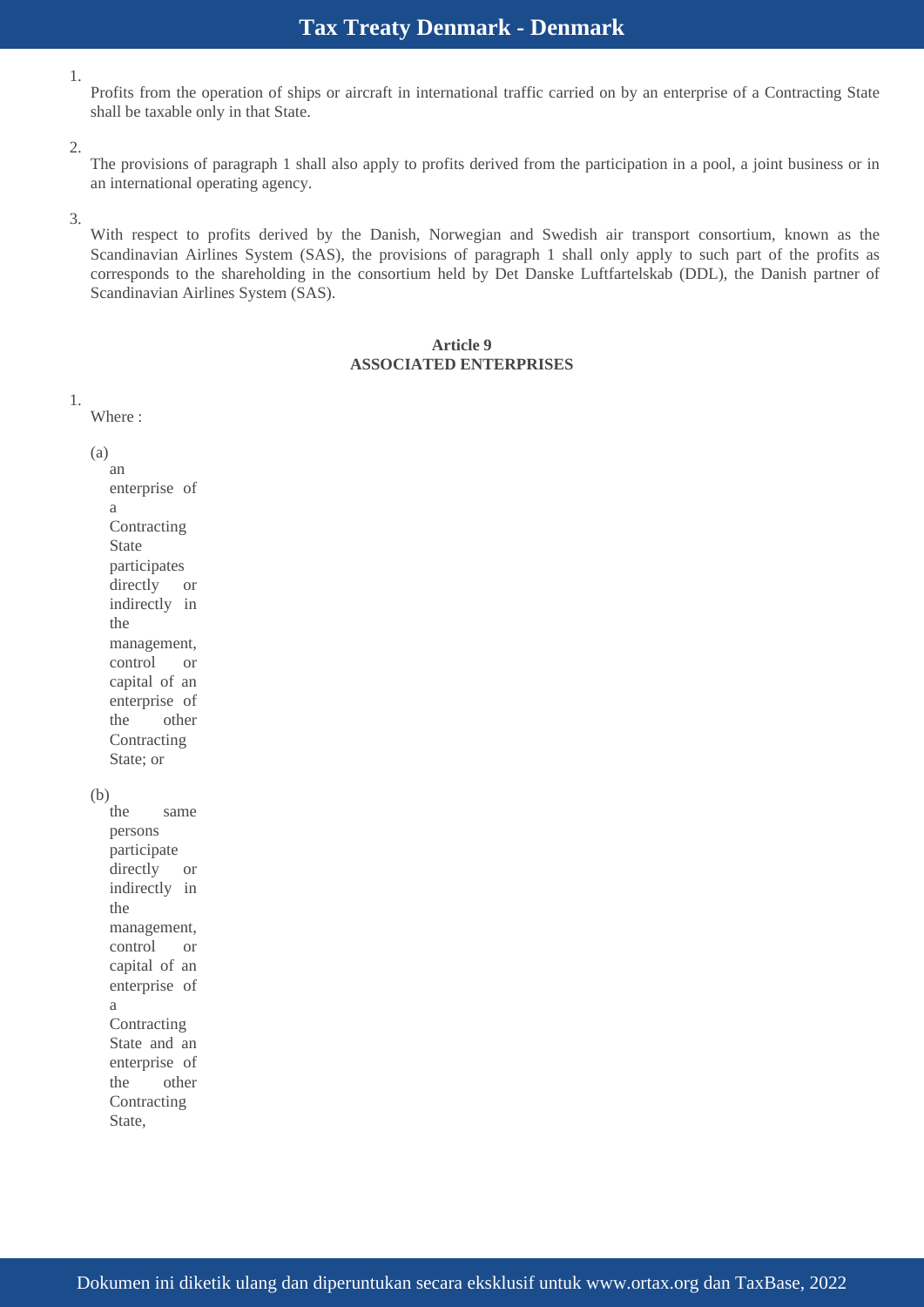1. Profits from the operation of ships or aircraft in international traffic carried on by an enterprise of a Contracting State shall be taxable only in that State.

2. The provisions of paragraph 1 shall also apply to profits derived from the participation in a pool, a joint business or in an international operating agency.

3. With respect to profits derived by the Danish, Norwegian and Swedish air transport consortium, known as the Scandinavian Airlines System (SAS), the provisions of paragraph 1 shall only apply to such part of the profits as corresponds to the shareholding in the consortium held by Det Danske Luftfartelskab (DDL), the Danish partner of Scandinavian Airlines System (SAS).

**Article 9**
**ASSOCIATED ENTERPRISES**

1. Where :

   (a) an enterprise of a Contracting State participates directly or indirectly in the management, control or capital of an enterprise of the other Contracting State; or

   (b) the same persons participate directly or indirectly in the management, control or capital of an enterprise of a Contracting State and an enterprise of the other Contracting State,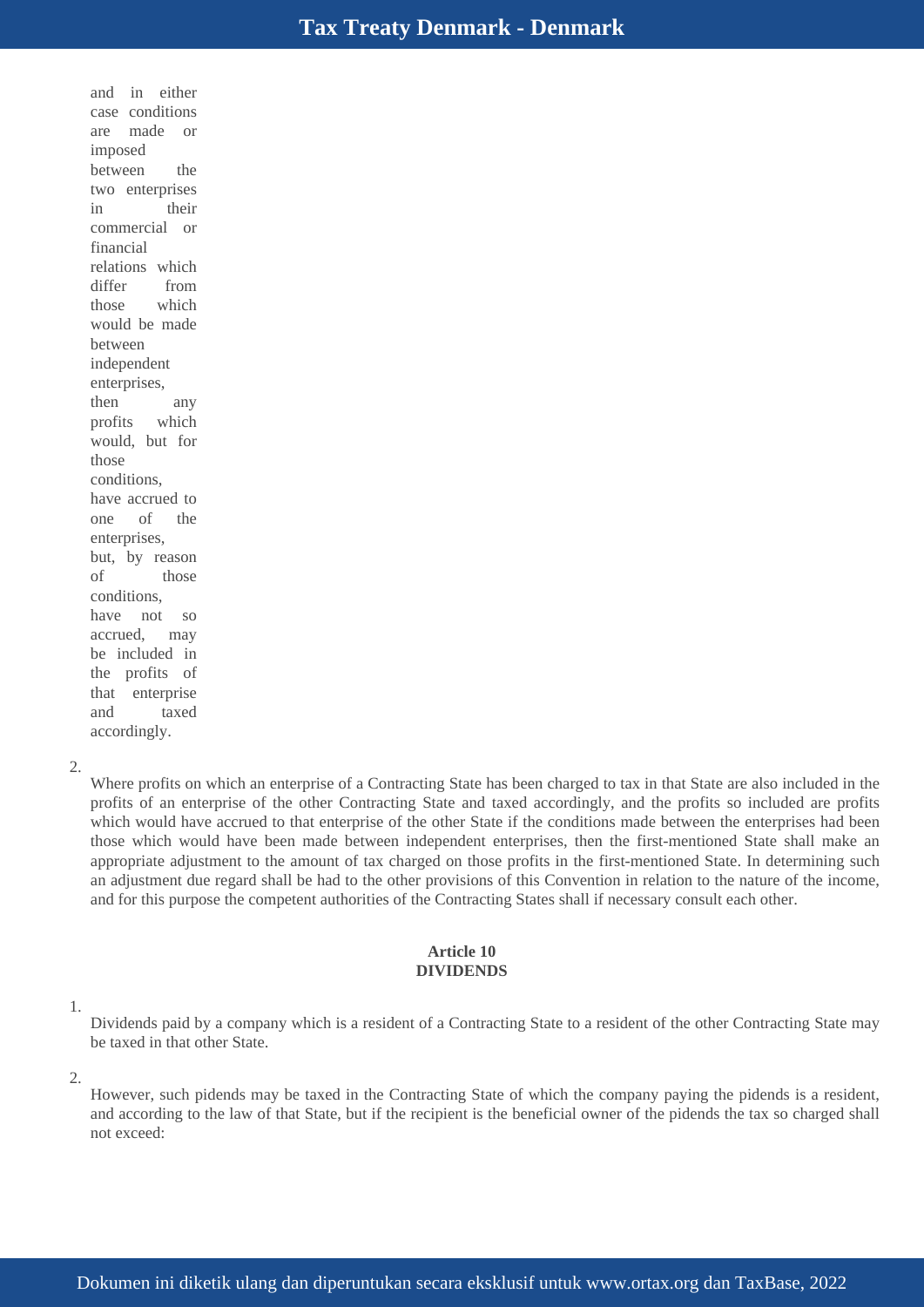and in either case conditions are made or imposed between the two enterprises in their commercial or financial relations which differ from those which would be made between independent enterprises, then any profits which would, but for those conditions, have accrued to one of the enterprises, but, by reason of those conditions, have not so accrued, may be included in the profits of that enterprise and taxed accordingly.

2. Where profits on which an enterprise of a Contracting State has been charged to tax in that State are also included in the profits of an enterprise of the other Contracting State and taxed accordingly, and the profits so included are profits which would have accrued to that enterprise of the other State if the conditions made between the enterprises had been those which would have been made between independent enterprises, then the first-mentioned State shall make an appropriate adjustment to the amount of tax charged on those profits in the first-mentioned State. In determining such an adjustment due regard shall be had to the other provisions of this Convention in relation to the nature of the income, and for this purpose the competent authorities of the Contracting States shall if necessary consult each other.

## Article 10
## DIVIDENDS

1. Dividends paid by a company which is a resident of a Contracting State to a resident of the other Contracting State may be taxed in that other State.

2. However, such pidends may be taxed in the Contracting State of which the company paying the pidends is a resident, and according to the law of that State, but if the recipient is the beneficial owner of the pidends the tax so charged shall not exceed: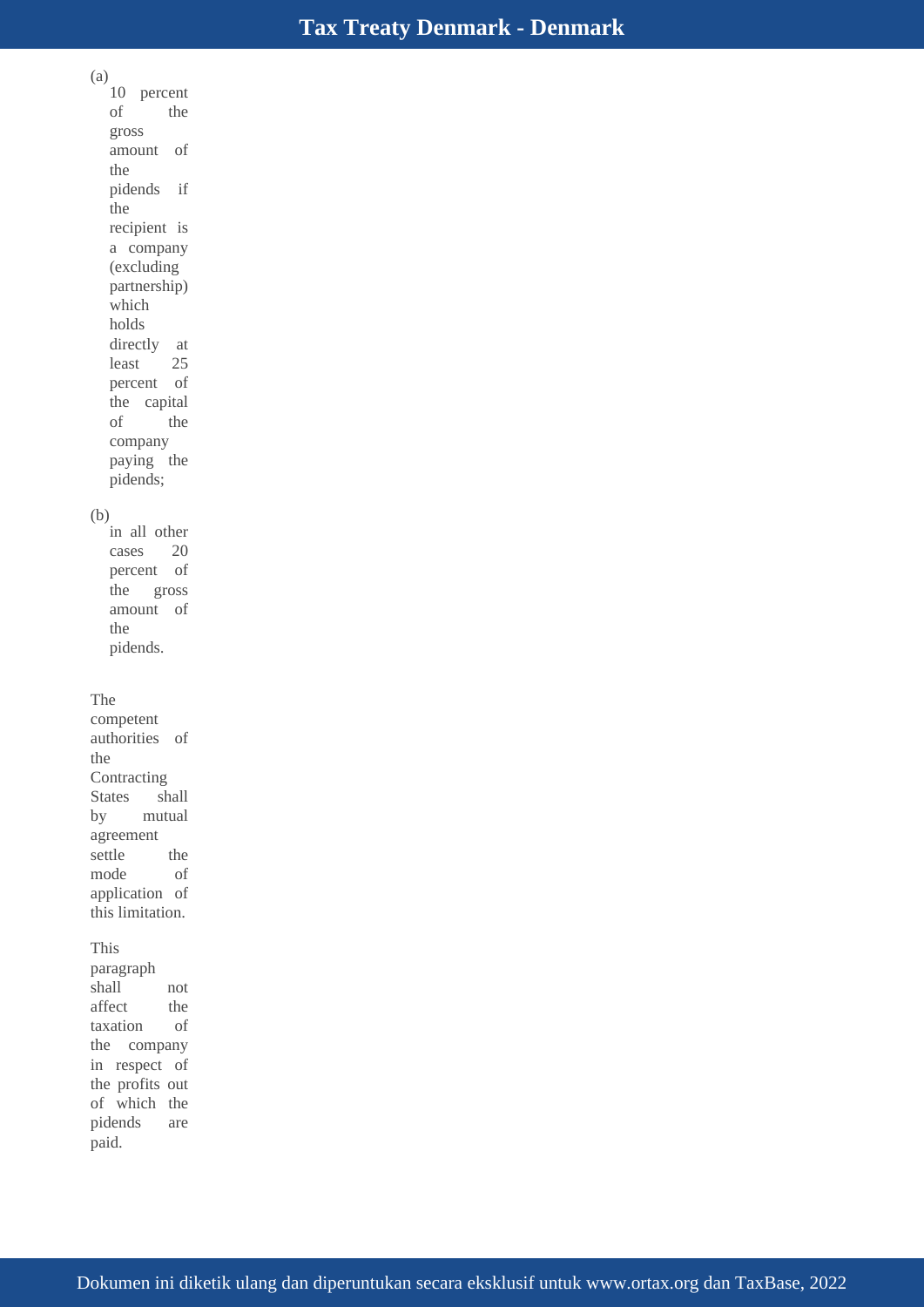(a) 10 percent of the gross amount of the pidends if the recipient is a company (excluding partnership) which holds directly at least 25 percent of the capital of the company paying the pidends;

(b) in all other cases 20 percent of the gross amount of the pidends.

The competent authorities of the Contracting States shall by mutual agreement settle the mode of application of this limitation.

This paragraph shall not affect the taxation of the company in respect of the profits out of which the pidends are paid.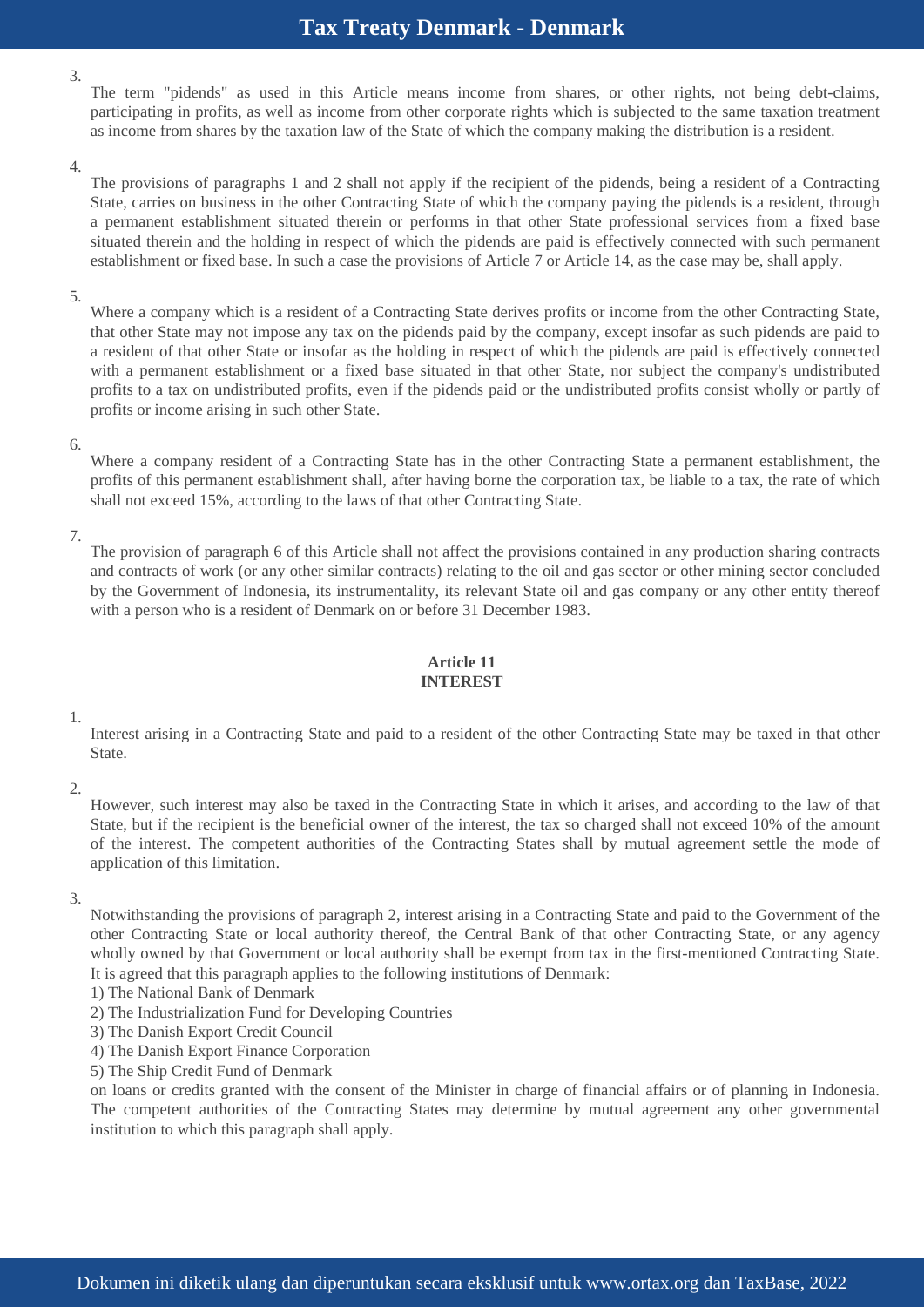3.

The term "pidends" as used in this Article means income from shares, or other rights, not being debt-claims, participating in profits, as well as income from other corporate rights which is subjected to the same taxation treatment as income from shares by the taxation law of the State of which the company making the distribution is a resident.

4.

The provisions of paragraphs 1 and 2 shall not apply if the recipient of the pidends, being a resident of a Contracting State, carries on business in the other Contracting State of which the company paying the pidends is a resident, through a permanent establishment situated therein or performs in that other State professional services from a fixed base situated therein and the holding in respect of which the pidends are paid is effectively connected with such permanent establishment or fixed base. In such a case the provisions of Article 7 or Article 14, as the case may be, shall apply.

5.

Where a company which is a resident of a Contracting State derives profits or income from the other Contracting State, that other State may not impose any tax on the pidends paid by the company, except insofar as such pidends are paid to a resident of that other State or insofar as the holding in respect of which the pidends are paid is effectively connected with a permanent establishment or a fixed base situated in that other State, nor subject the company's undistributed profits to a tax on undistributed profits, even if the pidends paid or the undistributed profits consist wholly or partly of profits or income arising in such other State.

6.

Where a company resident of a Contracting State has in the other Contracting State a permanent establishment, the profits of this permanent establishment shall, after having borne the corporation tax, be liable to a tax, the rate of which shall not exceed 15%, according to the laws of that other Contracting State.

7.

The provision of paragraph 6 of this Article shall not affect the provisions contained in any production sharing contracts and contracts of work (or any other similar contracts) relating to the oil and gas sector or other mining sector concluded by the Government of Indonesia, its instrumentality, its relevant State oil and gas company or any other entity thereof with a person who is a resident of Denmark on or before 31 December 1983.

## Article 11
## INTEREST

1.

Interest arising in a Contracting State and paid to a resident of the other Contracting State may be taxed in that other State.

2.

However, such interest may also be taxed in the Contracting State in which it arises, and according to the law of that State, but if the recipient is the beneficial owner of the interest, the tax so charged shall not exceed 10% of the amount of the interest. The competent authorities of the Contracting States shall by mutual agreement settle the mode of application of this limitation.

3.

Notwithstanding the provisions of paragraph 2, interest arising in a Contracting State and paid to the Government of the other Contracting State or local authority thereof, the Central Bank of that other Contracting State, or any agency wholly owned by that Government or local authority shall be exempt from tax in the first-mentioned Contracting State. It is agreed that this paragraph applies to the following institutions of Denmark:

1) The National Bank of Denmark
2) The Industrialization Fund for Developing Countries
3) The Danish Export Credit Council
4) The Danish Export Finance Corporation
5) The Ship Credit Fund of Denmark

on loans or credits granted with the consent of the Minister in charge of financial affairs or of planning in Indonesia. The competent authorities of the Contracting States may determine by mutual agreement any other governmental institution to which this paragraph shall apply.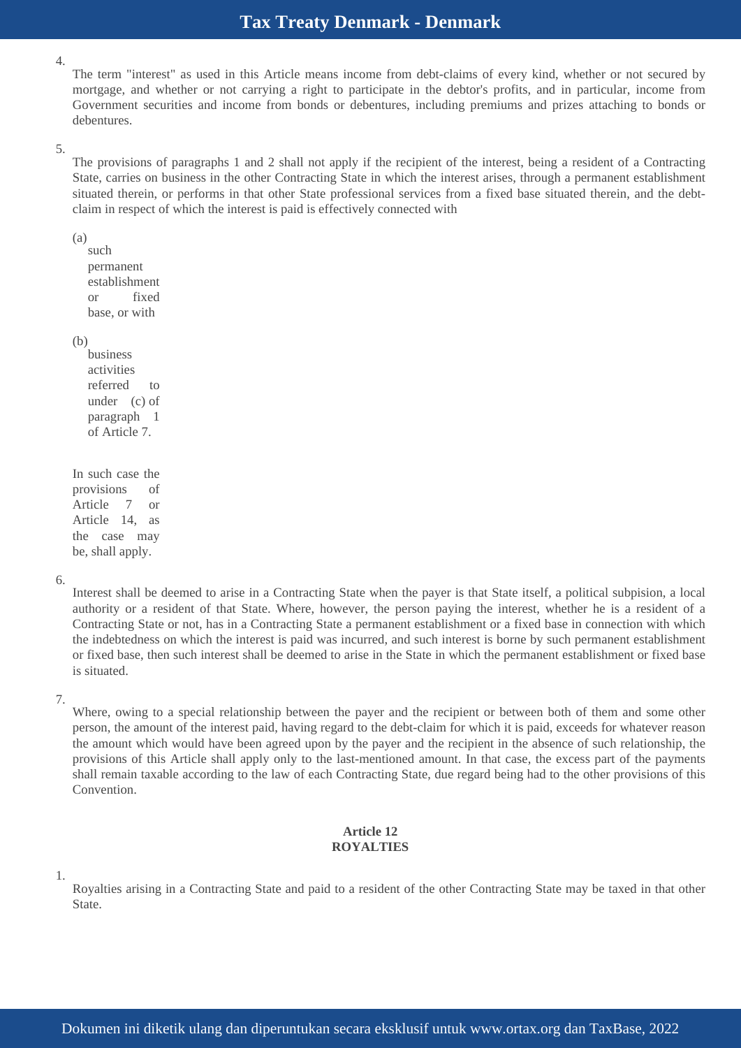4. The term "interest" as used in this Article means income from debt-claims of every kind, whether or not secured by mortgage, and whether or not carrying a right to participate in the debtor's profits, and in particular, income from Government securities and income from bonds or debentures, including premiums and prizes attaching to bonds or debentures.

5. The provisions of paragraphs 1 and 2 shall not apply if the recipient of the interest, being a resident of a Contracting State, carries on business in the other Contracting State in which the interest arises, through a permanent establishment situated therein, or performs in that other State professional services from a fixed base situated therein, and the debt-claim in respect of which the interest is paid is effectively connected with

   (a) such permanent establishment or fixed base, or with

   (b) business activities referred to under (c) of paragraph 1 of Article 7.

   In such case the provisions of Article 7 or Article 14, as the case may be, shall apply.

6. Interest shall be deemed to arise in a Contracting State when the payer is that State itself, a political subpision, a local authority or a resident of that State. Where, however, the person paying the interest, whether he is a resident of a Contracting State or not, has in a Contracting State a permanent establishment or a fixed base in connection with which the indebtedness on which the interest is paid was incurred, and such interest is borne by such permanent establishment or fixed base, then such interest shall be deemed to arise in the State in which the permanent establishment or fixed base is situated.

7. Where, owing to a special relationship between the payer and the recipient or between both of them and some other person, the amount of the interest paid, having regard to the debt-claim for which it is paid, exceeds for whatever reason the amount which would have been agreed upon by the payer and the recipient in the absence of such relationship, the provisions of this Article shall apply only to the last-mentioned amount. In that case, the excess part of the payments shall remain taxable according to the law of each Contracting State, due regard being had to the other provisions of this Convention.

## Article 12
## ROYALTIES

1. Royalties arising in a Contracting State and paid to a resident of the other Contracting State may be taxed in that other State.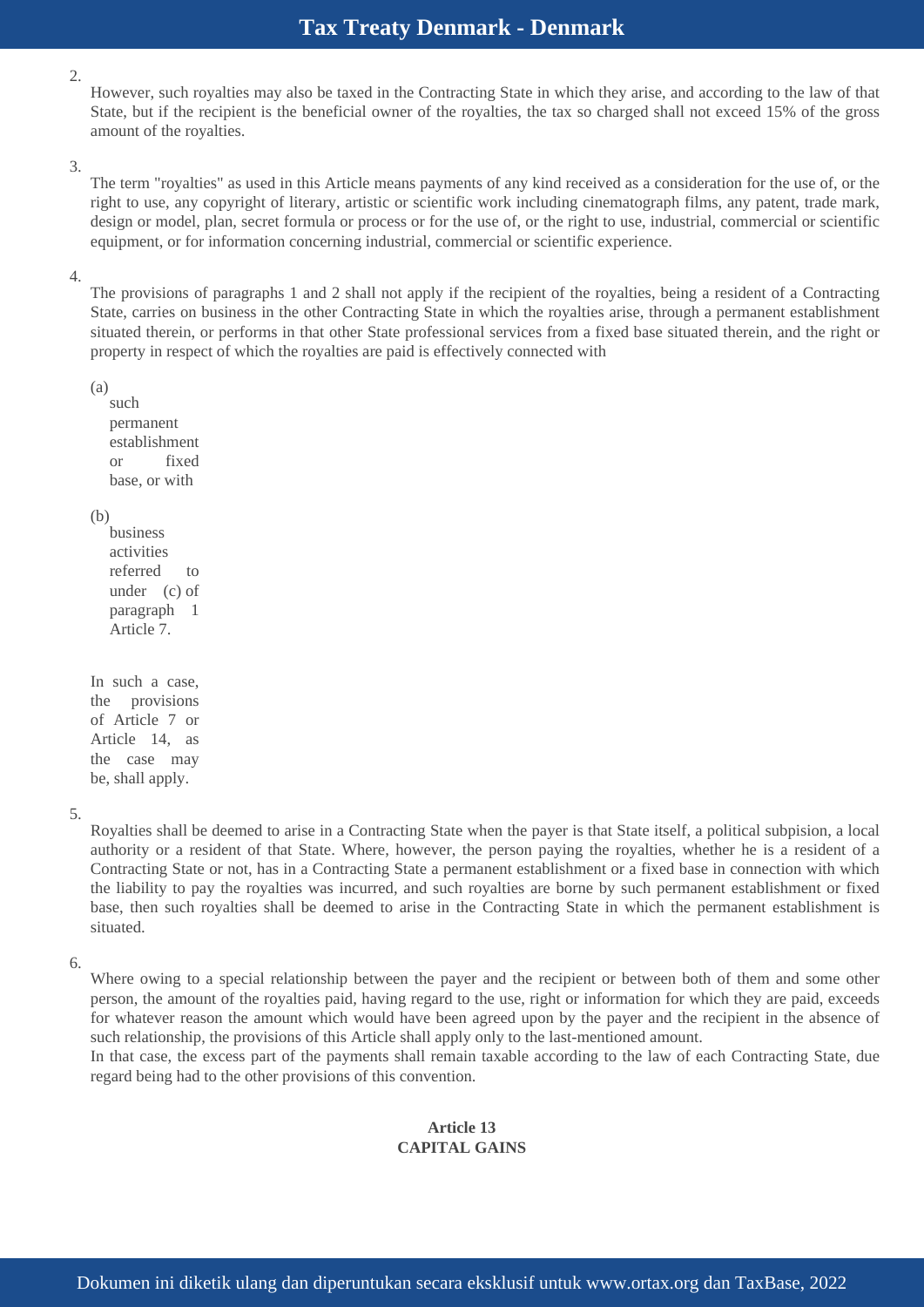2. However, such royalties may also be taxed in the Contracting State in which they arise, and according to the law of that State, but if the recipient is the beneficial owner of the royalties, the tax so charged shall not exceed 15% of the gross amount of the royalties.

3. The term "royalties" as used in this Article means payments of any kind received as a consideration for the use of, or the right to use, any copyright of literary, artistic or scientific work including cinematograph films, any patent, trade mark, design or model, plan, secret formula or process or for the use of, or the right to use, industrial, commercial or scientific equipment, or for information concerning industrial, commercial or scientific experience.

4. The provisions of paragraphs 1 and 2 shall not apply if the recipient of the royalties, being a resident of a Contracting State, carries on business in the other Contracting State in which the royalties arise, through a permanent establishment situated therein, or performs in that other State professional services from a fixed base situated therein, and the right or property in respect of which the royalties are paid is effectively connected with

   (a) such permanent establishment or fixed base, or with

   (b) business activities referred to under (c) of paragraph 1 Article 7.

   In such a case, the provisions of Article 7 or Article 14, as the case may be, shall apply.

5. Royalties shall be deemed to arise in a Contracting State when the payer is that State itself, a political subpision, a local authority or a resident of that State. Where, however, the person paying the royalties, whether he is a resident of a Contracting State or not, has in a Contracting State a permanent establishment or a fixed base in connection with which the liability to pay the royalties was incurred, and such royalties are borne by such permanent establishment or fixed base, then such royalties shall be deemed to arise in the Contracting State in which the permanent establishment is situated.

6. Where owing to a special relationship between the payer and the recipient or between both of them and some other person, the amount of the royalties paid, having regard to the use, right or information for which they are paid, exceeds for whatever reason the amount which would have been agreed upon by the payer and the recipient in the absence of such relationship, the provisions of this Article shall apply only to the last-mentioned amount.
   In that case, the excess part of the payments shall remain taxable according to the law of each Contracting State, due regard being had to the other provisions of this convention.

## Article 13
## CAPITAL GAINS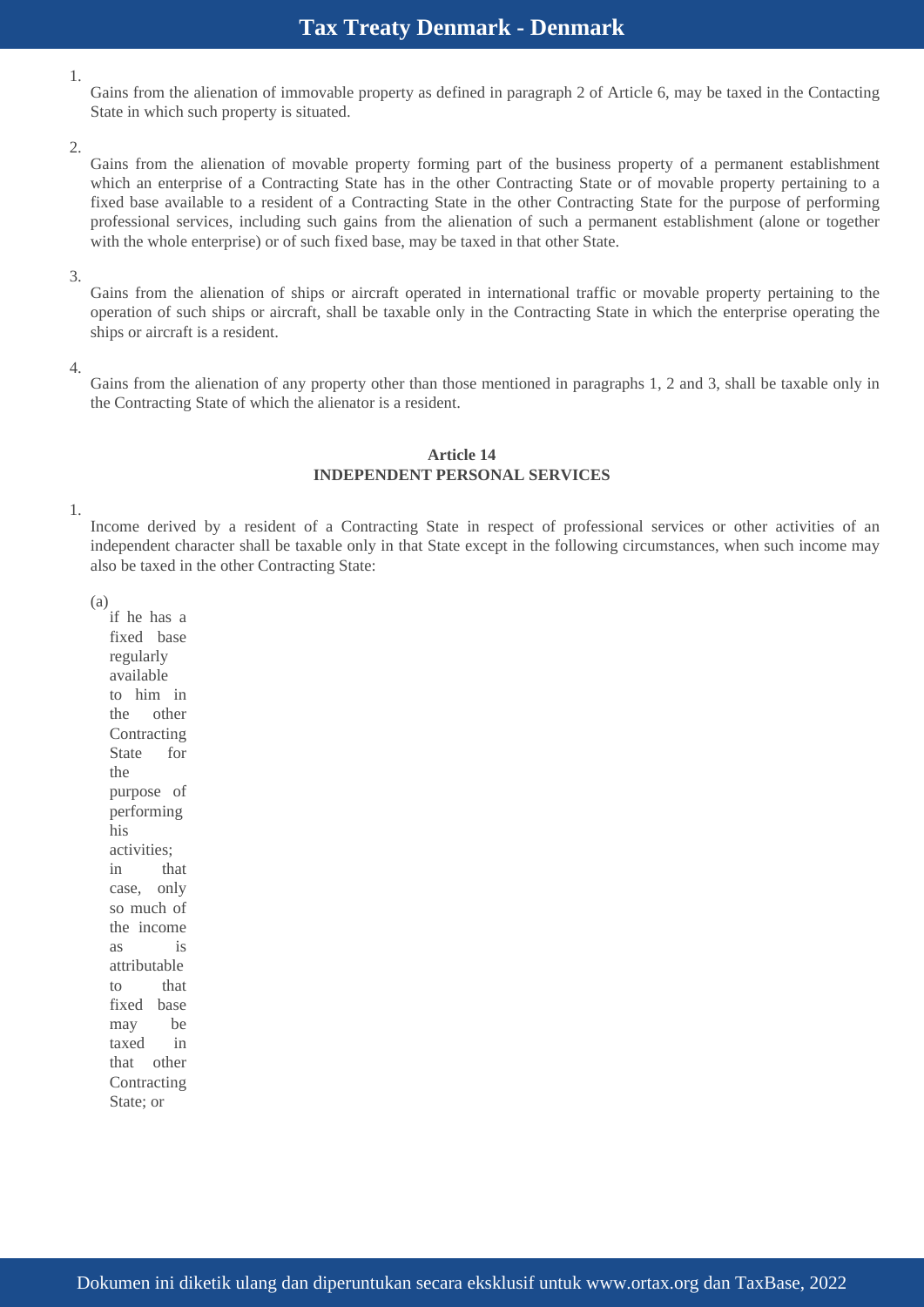1. Gains from the alienation of immovable property as defined in paragraph 2 of Article 6, may be taxed in the Contacting State in which such property is situated.

2. Gains from the alienation of movable property forming part of the business property of a permanent establishment which an enterprise of a Contracting State has in the other Contracting State or of movable property pertaining to a fixed base available to a resident of a Contracting State in the other Contracting State for the purpose of performing professional services, including such gains from the alienation of such a permanent establishment (alone or together with the whole enterprise) or of such fixed base, may be taxed in that other State.

3. Gains from the alienation of ships or aircraft operated in international traffic or movable property pertaining to the operation of such ships or aircraft, shall be taxable only in the Contracting State in which the enterprise operating the ships or aircraft is a resident.

4. Gains from the alienation of any property other than those mentioned in paragraphs 1, 2 and 3, shall be taxable only in the Contracting State of which the alienator is a resident.

## Article 14
## INDEPENDENT PERSONAL SERVICES

1. Income derived by a resident of a Contracting State in respect of professional services or other activities of an independent character shall be taxable only in that State except in the following circumstances, when such income may also be taxed in the other Contracting State:

   (a) if he has a fixed base regularly available to him in the other Contracting State for the purpose of performing his activities; in that case, only so much of the income as is attributable to that fixed base may be taxed in that other Contracting State; or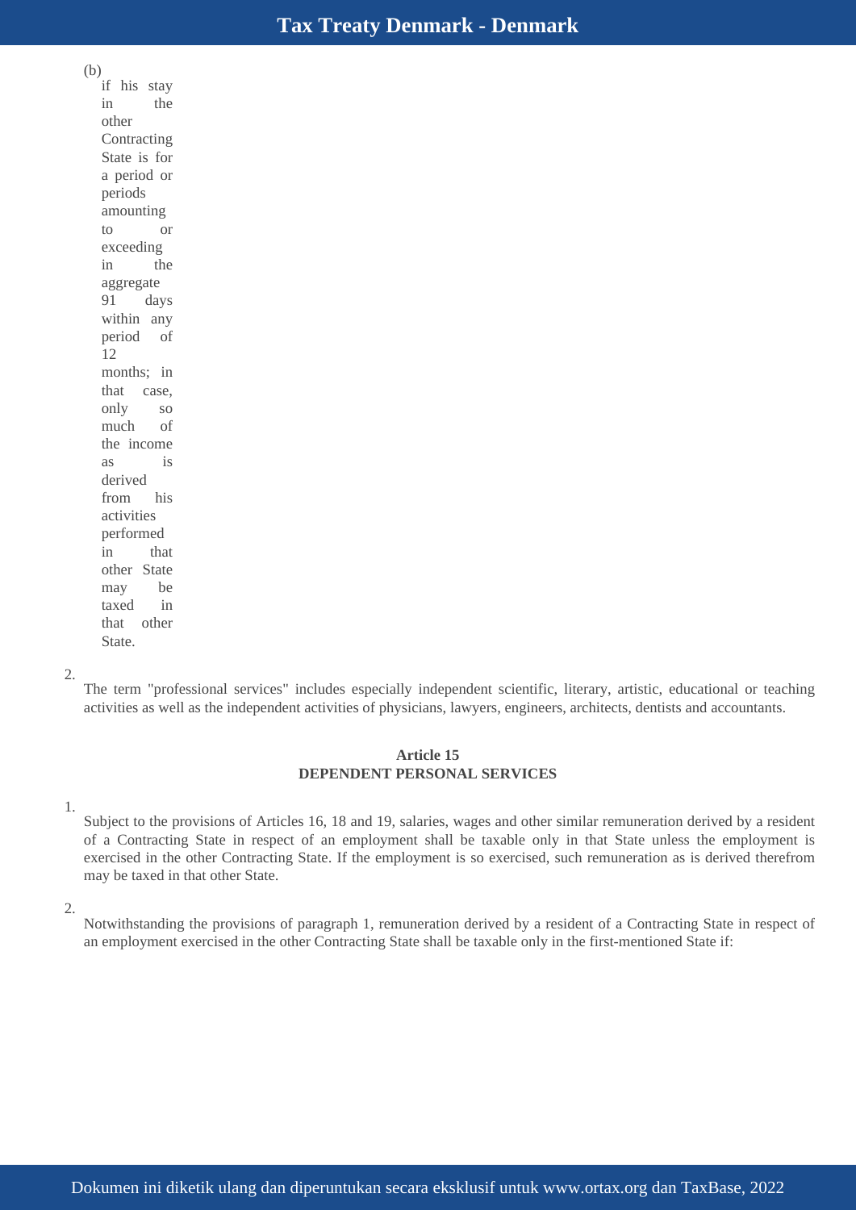(b) if his stay in the other Contracting State is for a period or periods amounting to or exceeding in the aggregate 91 days within any period of 12 months; in that case, only so much of the income as is derived from his activities performed in that other State may be taxed in that other State.

2. The term "professional services" includes especially independent scientific, literary, artistic, educational or teaching activities as well as the independent activities of physicians, lawyers, engineers, architects, dentists and accountants.

**Article 15**
**DEPENDENT PERSONAL SERVICES**

1. Subject to the provisions of Articles 16, 18 and 19, salaries, wages and other similar remuneration derived by a resident of a Contracting State in respect of an employment shall be taxable only in that State unless the employment is exercised in the other Contracting State. If the employment is so exercised, such remuneration as is derived therefrom may be taxed in that other State.

2. Notwithstanding the provisions of paragraph 1, remuneration derived by a resident of a Contracting State in respect of an employment exercised in the other Contracting State shall be taxable only in the first-mentioned State if: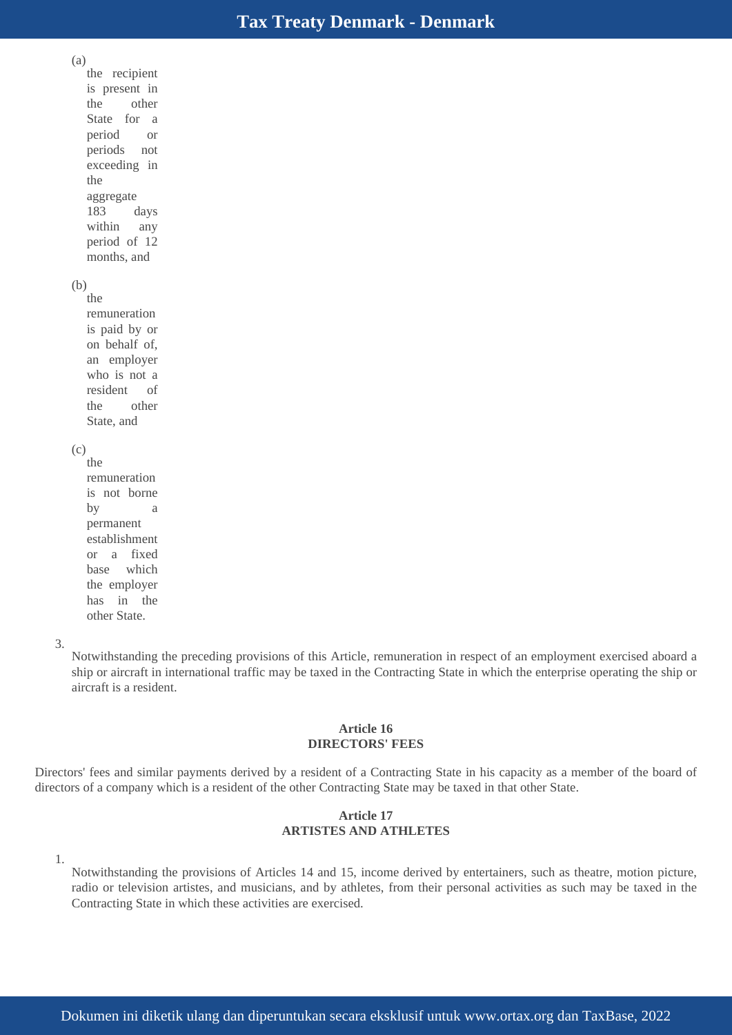(a) the recipient is present in the other State for a period or periods not exceeding in the aggregate 183 days within any period of 12 months, and

(b) the remuneration is paid by or on behalf of, an employer who is not a resident of the other State, and

(c) the remuneration is not borne by a permanent establishment or a fixed base which the employer has in the other State.

3. Notwithstanding the preceding provisions of this Article, remuneration in respect of an employment exercised aboard a ship or aircraft in international traffic may be taxed in the Contracting State in which the enterprise operating the ship or aircraft is a resident.

**Article 16**
**DIRECTORS' FEES**

Directors' fees and similar payments derived by a resident of a Contracting State in his capacity as a member of the board of directors of a company which is a resident of the other Contracting State may be taxed in that other State.

**Article 17**
**ARTISTES AND ATHLETES**

1. Notwithstanding the provisions of Articles 14 and 15, income derived by entertainers, such as theatre, motion picture, radio or television artistes, and musicians, and by athletes, from their personal activities as such may be taxed in the Contracting State in which these activities are exercised.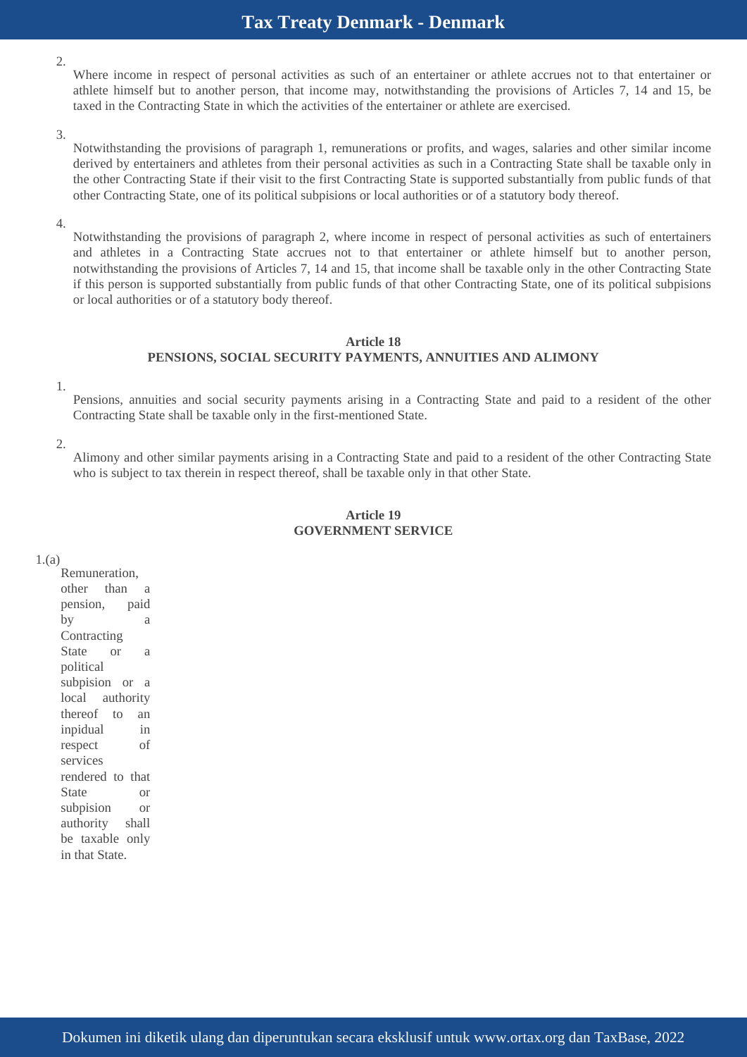2. Where income in respect of personal activities as such of an entertainer or athlete accrues not to that entertainer or athlete himself but to another person, that income may, notwithstanding the provisions of Articles 7, 14 and 15, be taxed in the Contracting State in which the activities of the entertainer or athlete are exercised.

3. Notwithstanding the provisions of paragraph 1, remunerations or profits, and wages, salaries and other similar income derived by entertainers and athletes from their personal activities as such in a Contracting State shall be taxable only in the other Contracting State if their visit to the first Contracting State is supported substantially from public funds of that other Contracting State, one of its political subpisions or local authorities or of a statutory body thereof.

4. Notwithstanding the provisions of paragraph 2, where income in respect of personal activities as such of entertainers and athletes in a Contracting State accrues not to that entertainer or athlete himself but to another person, notwithstanding the provisions of Articles 7, 14 and 15, that income shall be taxable only in the other Contracting State if this person is supported substantially from public funds of that other Contracting State, one of its political subpisions or local authorities or of a statutory body thereof.

**Article 18**
**PENSIONS, SOCIAL SECURITY PAYMENTS, ANNUITIES AND ALIMONY**

1. Pensions, annuities and social security payments arising in a Contracting State and paid to a resident of the other Contracting State shall be taxable only in the first-mentioned State.

2. Alimony and other similar payments arising in a Contracting State and paid to a resident of the other Contracting State who is subject to tax therein in respect thereof, shall be taxable only in that other State.

**Article 19**
**GOVERNMENT SERVICE**

1.(a) Remuneration, other than a pension, paid by a Contracting State or a political subpision or a local authority thereof to an inpidual in respect of services rendered to that State or subpision or authority shall be taxable only in that State.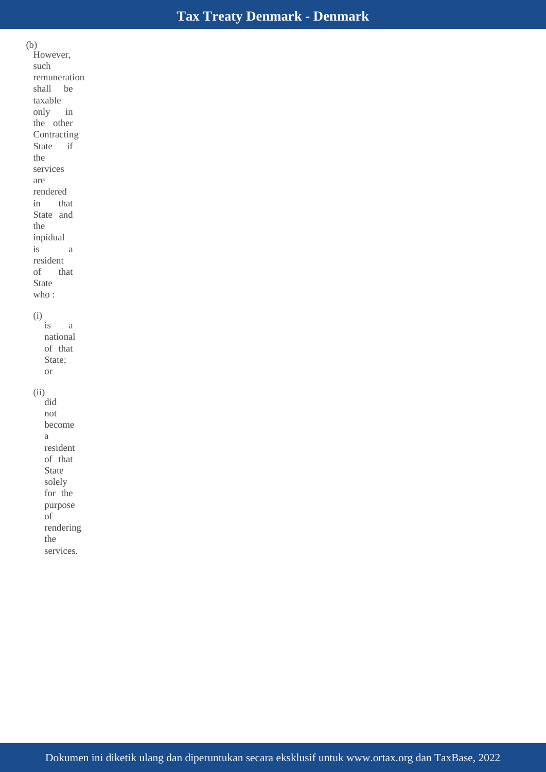(b) However, such remuneration shall be taxable only in the other Contracting State if the services are rendered in that State and the inpidual is a resident of that State who :

(i) is a national of that State; or

(ii) did not become a resident of that State solely for the purpose of rendering the services.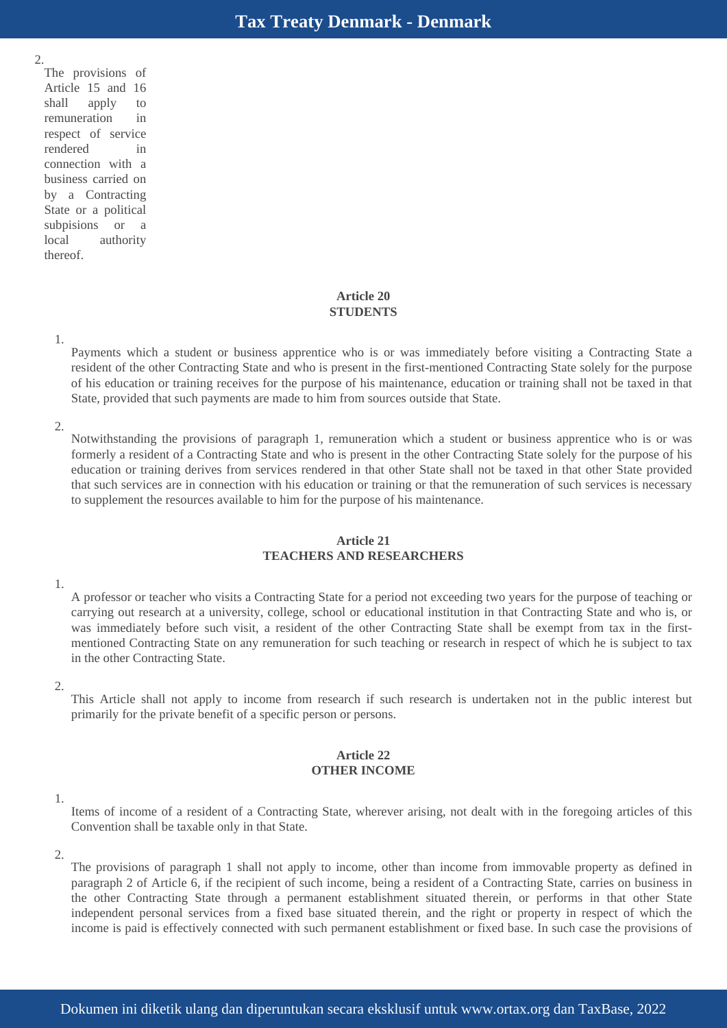2. The provisions of Article 15 and 16 shall apply to remuneration in respect of service rendered in connection with a business carried on by a Contracting State or a political subpisions or a local authority thereof.

## Article 20
## STUDENTS

1. Payments which a student or business apprentice who is or was immediately before visiting a Contracting State a resident of the other Contracting State and who is present in the first-mentioned Contracting State solely for the purpose of his education or training receives for the purpose of his maintenance, education or training shall not be taxed in that State, provided that such payments are made to him from sources outside that State.

2. Notwithstanding the provisions of paragraph 1, remuneration which a student or business apprentice who is or was formerly a resident of a Contracting State and who is present in the other Contracting State solely for the purpose of his education or training derives from services rendered in that other State shall not be taxed in that other State provided that such services are in connection with his education or training or that the remuneration of such services is necessary to supplement the resources available to him for the purpose of his maintenance.

## Article 21
## TEACHERS AND RESEARCHERS

1. A professor or teacher who visits a Contracting State for a period not exceeding two years for the purpose of teaching or carrying out research at a university, college, school or educational institution in that Contracting State and who is, or was immediately before such visit, a resident of the other Contracting State shall be exempt from tax in the first-mentioned Contracting State on any remuneration for such teaching or research in respect of which he is subject to tax in the other Contracting State.

2. This Article shall not apply to income from research if such research is undertaken not in the public interest but primarily for the private benefit of a specific person or persons.

## Article 22
## OTHER INCOME

1. Items of income of a resident of a Contracting State, wherever arising, not dealt with in the foregoing articles of this Convention shall be taxable only in that State.

2. The provisions of paragraph 1 shall not apply to income, other than income from immovable property as defined in paragraph 2 of Article 6, if the recipient of such income, being a resident of a Contracting State, carries on business in the other Contracting State through a permanent establishment situated therein, or performs in that other State independent personal services from a fixed base situated therein, and the right or property in respect of which the income is paid is effectively connected with such permanent establishment or fixed base. In such case the provisions of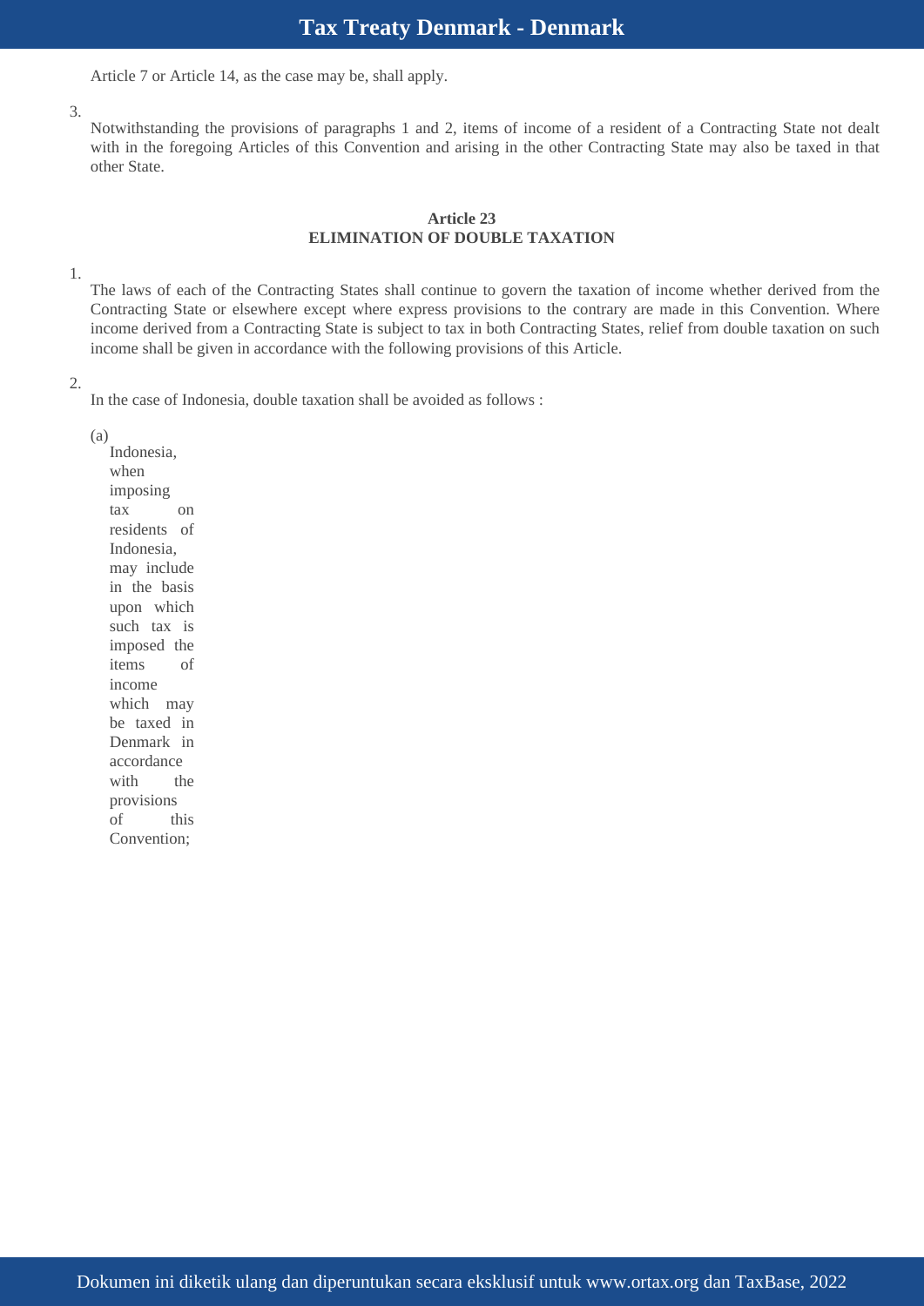Article 7 or Article 14, as the case may be, shall apply.

3. Notwithstanding the provisions of paragraphs 1 and 2, items of income of a resident of a Contracting State not dealt with in the foregoing Articles of this Convention and arising in the other Contracting State may also be taxed in that other State.

### Article 23
### ELIMINATION OF DOUBLE TAXATION

1. The laws of each of the Contracting States shall continue to govern the taxation of income whether derived from the Contracting State or elsewhere except where express provisions to the contrary are made in this Convention. Where income derived from a Contracting State is subject to tax in both Contracting States, relief from double taxation on such income shall be given in accordance with the following provisions of this Article.

2. In the case of Indonesia, double taxation shall be avoided as follows :

   (a) Indonesia, when imposing tax on residents of Indonesia, may include in the basis upon which such tax is imposed the items of income which may be taxed in Denmark in accordance with the provisions of this Convention;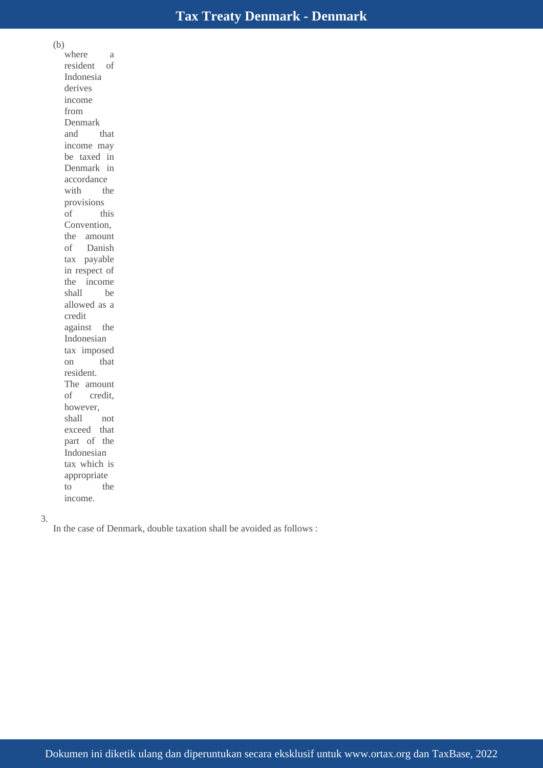(b) where a resident of Indonesia derives income from Denmark and that income may be taxed in Denmark in accordance with the provisions of this Convention, the amount of Danish tax payable in respect of the income shall be allowed as a credit against the Indonesian tax imposed on that resident. The amount of credit, however, shall not exceed that part of the Indonesian tax which is appropriate to the income.

3. In the case of Denmark, double taxation shall be avoided as follows :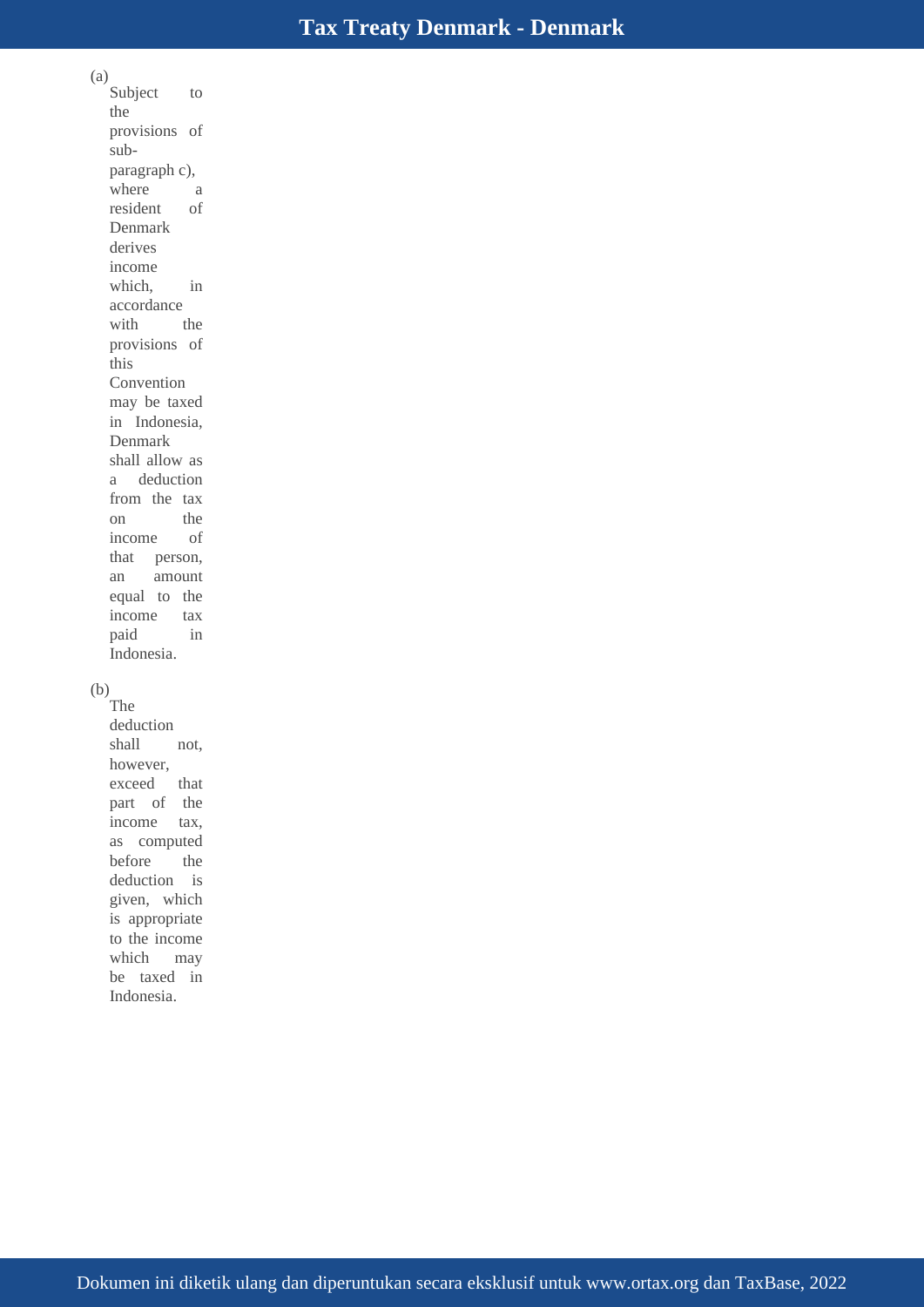(a) Subject to the provisions of sub-paragraph c), where a resident of Denmark derives income which, in accordance with the provisions of this Convention may be taxed in Indonesia, Denmark shall allow as a deduction from the tax on the income of that person, an amount equal to the income tax paid in Indonesia.

(b) The deduction shall not, however, exceed that part of the income tax, as computed before the deduction is given, which is appropriate to the income which may be taxed in Indonesia.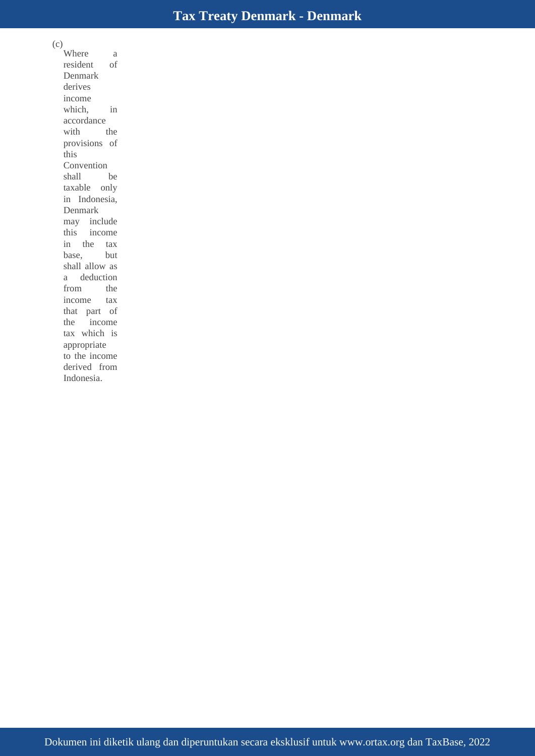(c) Where a resident of Denmark derives income which, in accordance with the provisions of this Convention shall be taxable only in Indonesia, Denmark may include this income in the tax base, but shall allow as a deduction from the income tax that part of the income tax which is appropriate to the income derived from Indonesia.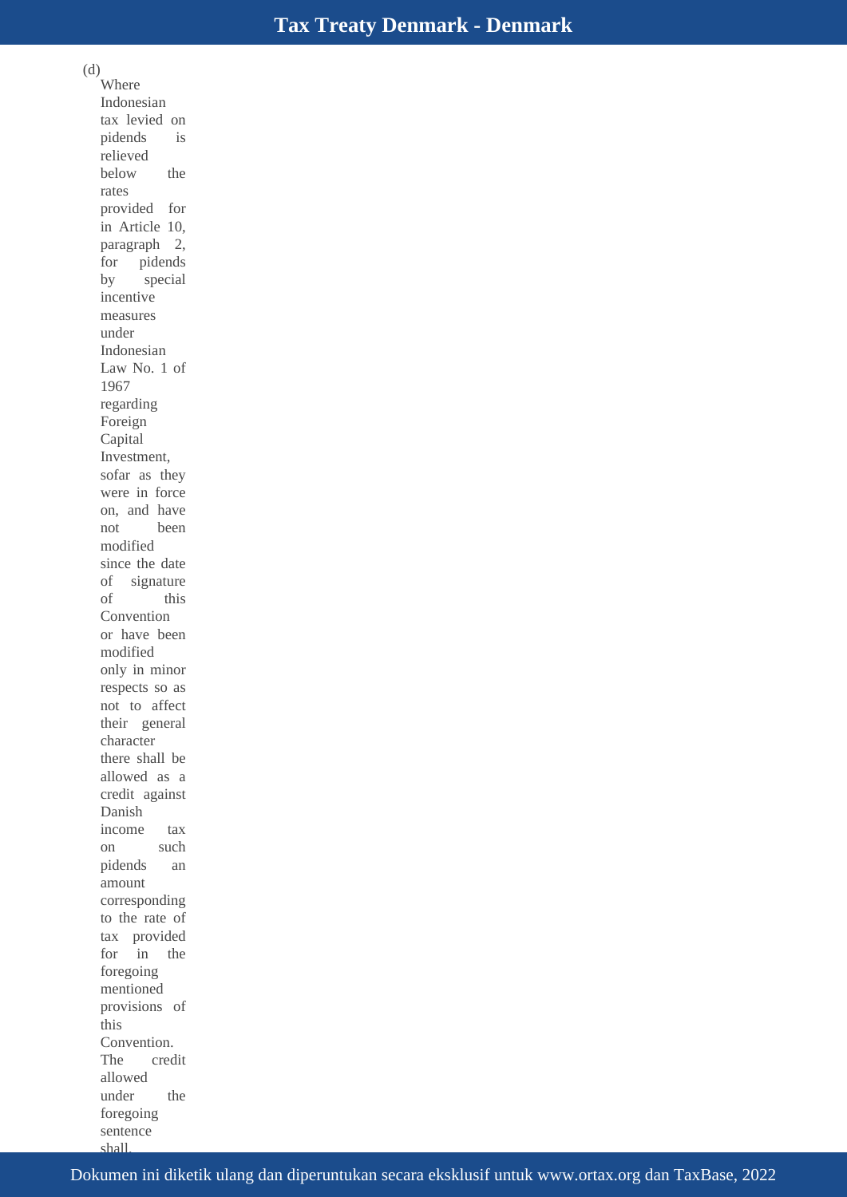(d) Where Indonesian tax levied on pidends is relieved below the rates provided for in Article 10, paragraph 2, for pidends by special incentive measures under Indonesian Law No. 1 of 1967 regarding Foreign Capital Investment, sofar as they were in force on, and have not been modified since the date of signature of this Convention or have been modified only in minor respects so as not to affect their general character there shall be allowed as a credit against Danish income tax on such pidends an amount corresponding to the rate of tax provided for in the foregoing mentioned provisions of this Convention. The credit allowed under the foregoing sentence shall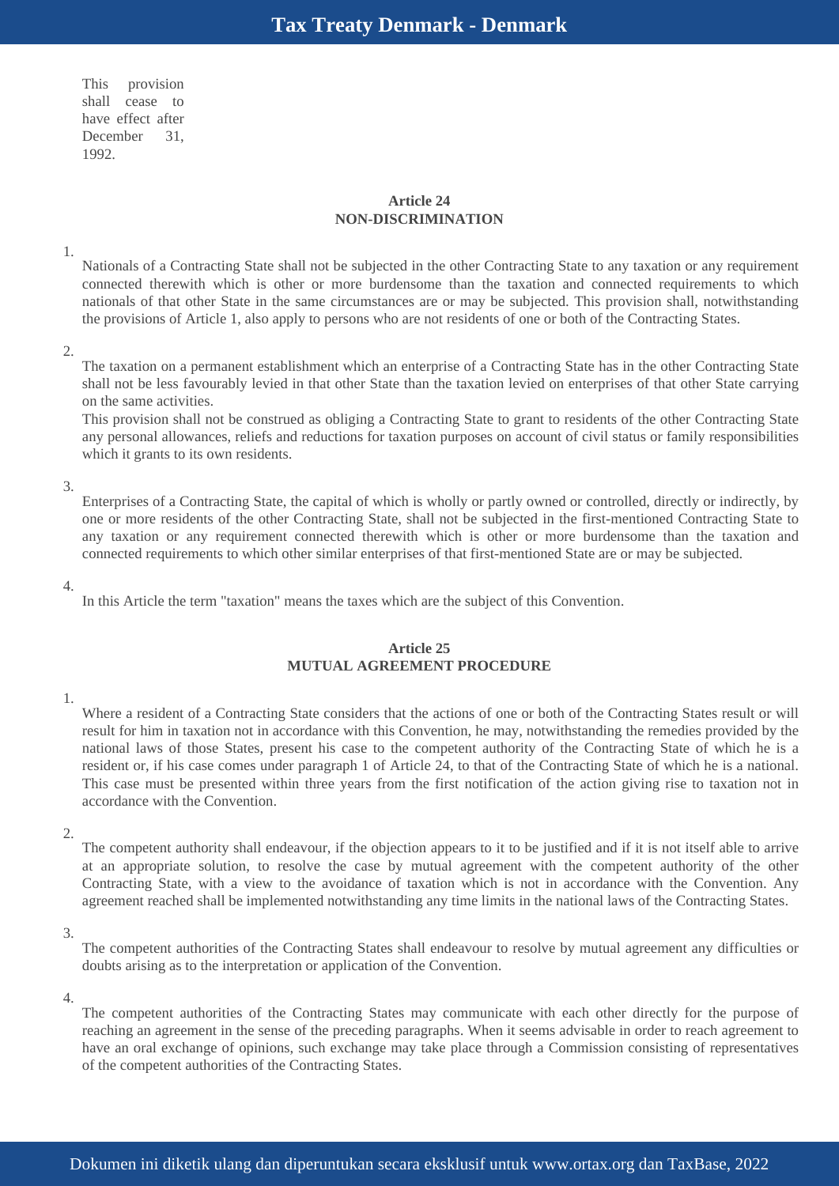This provision shall cease to have effect after December 31, 1992.

## Article 24
## NON-DISCRIMINATION

1. Nationals of a Contracting State shall not be subjected in the other Contracting State to any taxation or any requirement connected therewith which is other or more burdensome than the taxation and connected requirements to which nationals of that other State in the same circumstances are or may be subjected. This provision shall, notwithstanding the provisions of Article 1, also apply to persons who are not residents of one or both of the Contracting States.

2. The taxation on a permanent establishment which an enterprise of a Contracting State has in the other Contracting State shall not be less favourably levied in that other State than the taxation levied on enterprises of that other State carrying on the same activities.
This provision shall not be construed as obliging a Contracting State to grant to residents of the other Contracting State any personal allowances, reliefs and reductions for taxation purposes on account of civil status or family responsibilities which it grants to its own residents.

3. Enterprises of a Contracting State, the capital of which is wholly or partly owned or controlled, directly or indirectly, by one or more residents of the other Contracting State, shall not be subjected in the first-mentioned Contracting State to any taxation or any requirement connected therewith which is other or more burdensome than the taxation and connected requirements to which other similar enterprises of that first-mentioned State are or may be subjected.

4. In this Article the term "taxation" means the taxes which are the subject of this Convention.

## Article 25
## MUTUAL AGREEMENT PROCEDURE

1. Where a resident of a Contracting State considers that the actions of one or both of the Contracting States result or will result for him in taxation not in accordance with this Convention, he may, notwithstanding the remedies provided by the national laws of those States, present his case to the competent authority of the Contracting State of which he is a resident or, if his case comes under paragraph 1 of Article 24, to that of the Contracting State of which he is a national. This case must be presented within three years from the first notification of the action giving rise to taxation not in accordance with the Convention.

2. The competent authority shall endeavour, if the objection appears to it to be justified and if it is not itself able to arrive at an appropriate solution, to resolve the case by mutual agreement with the competent authority of the other Contracting State, with a view to the avoidance of taxation which is not in accordance with the Convention. Any agreement reached shall be implemented notwithstanding any time limits in the national laws of the Contracting States.

3. The competent authorities of the Contracting States shall endeavour to resolve by mutual agreement any difficulties or doubts arising as to the interpretation or application of the Convention.

4. The competent authorities of the Contracting States may communicate with each other directly for the purpose of reaching an agreement in the sense of the preceding paragraphs. When it seems advisable in order to reach agreement to have an oral exchange of opinions, such exchange may take place through a Commission consisting of representatives of the competent authorities of the Contracting States.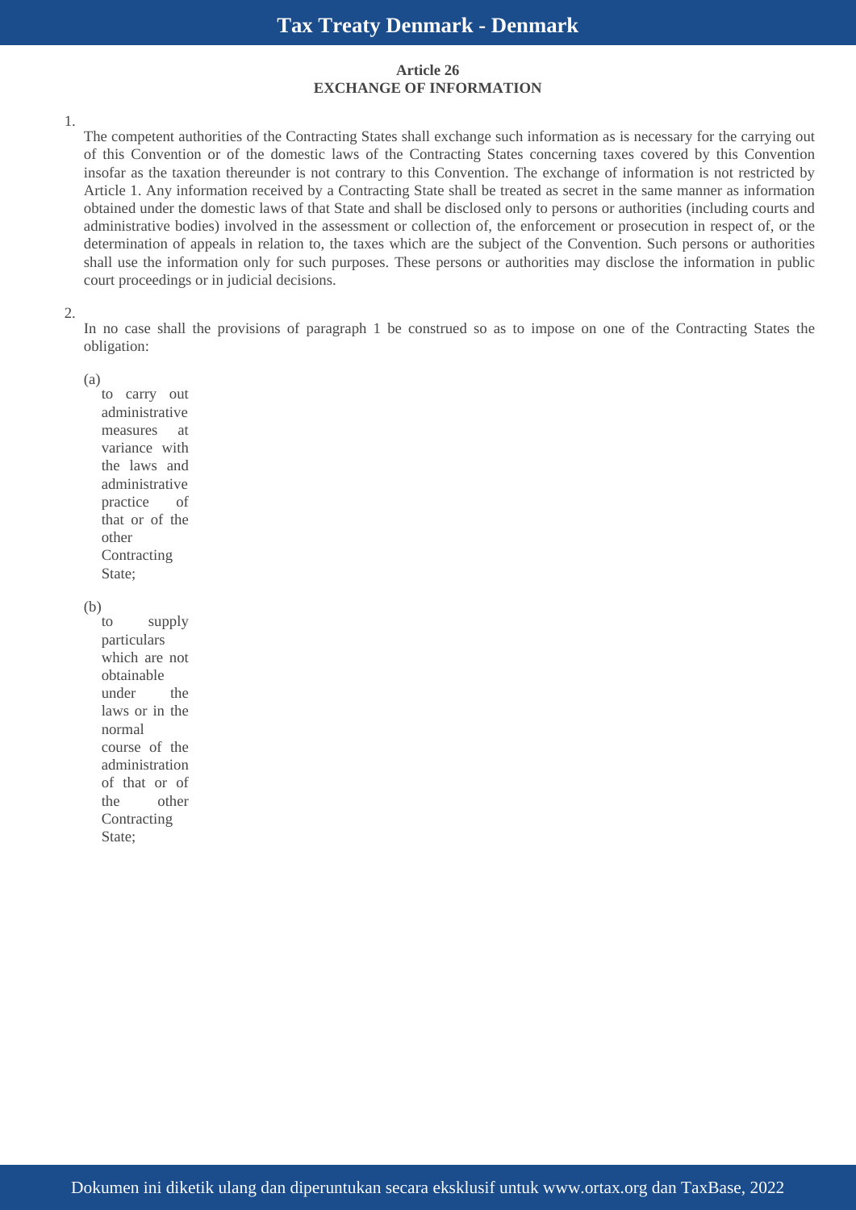### Article 26
### EXCHANGE OF INFORMATION

1. The competent authorities of the Contracting States shall exchange such information as is necessary for the carrying out of this Convention or of the domestic laws of the Contracting States concerning taxes covered by this Convention insofar as the taxation thereunder is not contrary to this Convention. The exchange of information is not restricted by Article 1. Any information received by a Contracting State shall be treated as secret in the same manner as information obtained under the domestic laws of that State and shall be disclosed only to persons or authorities (including courts and administrative bodies) involved in the assessment or collection of, the enforcement or prosecution in respect of, or the determination of appeals in relation to, the taxes which are the subject of the Convention. Such persons or authorities shall use the information only for such purposes. These persons or authorities may disclose the information in public court proceedings or in judicial decisions.

2. In no case shall the provisions of paragraph 1 be construed so as to impose on one of the Contracting States the obligation:

   (a) to carry out administrative measures at variance with the laws and administrative practice of that or of the other Contracting State;

   (b) to supply particulars which are not obtainable under the laws or in the normal course of the administration of that or of the other Contracting State;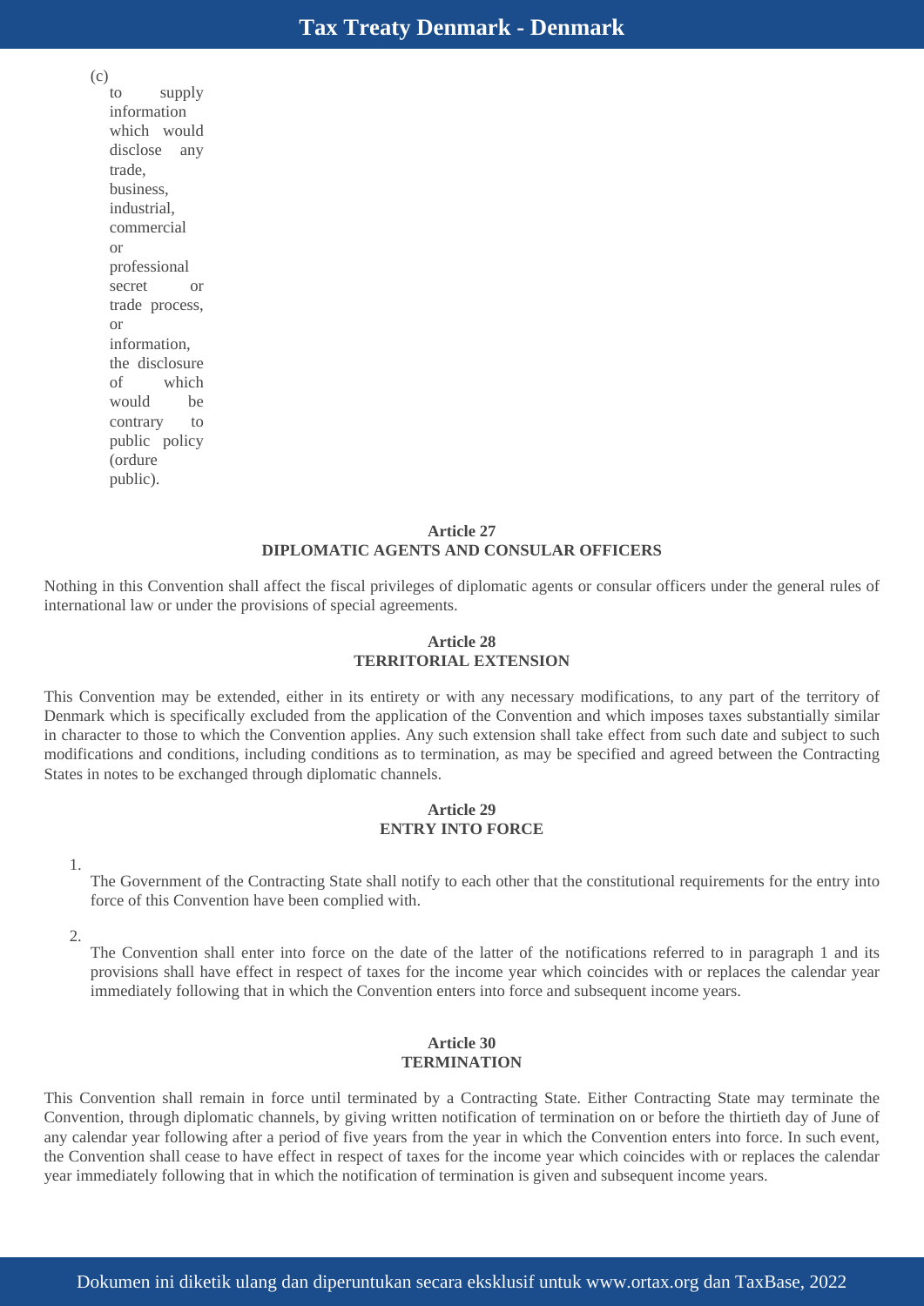(c) to supply information which would disclose any trade, business, industrial, commercial or professional secret or trade process, or information, the disclosure of which would be contrary to public policy (ordure public).

### Article 27
### DIPLOMATIC AGENTS AND CONSULAR OFFICERS

Nothing in this Convention shall affect the fiscal privileges of diplomatic agents or consular officers under the general rules of international law or under the provisions of special agreements.

### Article 28
### TERRITORIAL EXTENSION

This Convention may be extended, either in its entirety or with any necessary modifications, to any part of the territory of Denmark which is specifically excluded from the application of the Convention and which imposes taxes substantially similar in character to those to which the Convention applies. Any such extension shall take effect from such date and subject to such modifications and conditions, including conditions as to termination, as may be specified and agreed between the Contracting States in notes to be exchanged through diplomatic channels.

### Article 29
### ENTRY INTO FORCE

1. The Government of the Contracting State shall notify to each other that the constitutional requirements for the entry into force of this Convention have been complied with.

2. The Convention shall enter into force on the date of the latter of the notifications referred to in paragraph 1 and its provisions shall have effect in respect of taxes for the income year which coincides with or replaces the calendar year immediately following that in which the Convention enters into force and subsequent income years.

### Article 30
### TERMINATION

This Convention shall remain in force until terminated by a Contracting State. Either Contracting State may terminate the Convention, through diplomatic channels, by giving written notification of termination on or before the thirtieth day of June of any calendar year following after a period of five years from the year in which the Convention enters into force. In such event, the Convention shall cease to have effect in respect of taxes for the income year which coincides with or replaces the calendar year immediately following that in which the notification of termination is given and subsequent income years.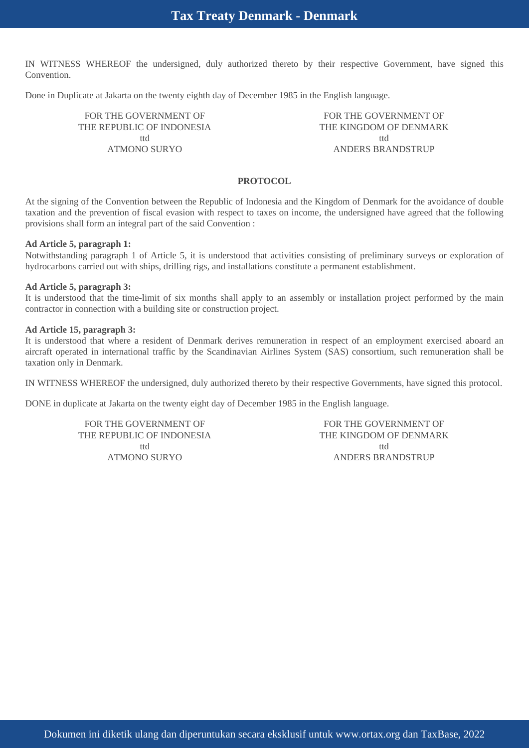IN WITNESS WHEREOF the undersigned, duly authorized thereto by their respective Government, have signed this Convention.

Done in Duplicate at Jakarta on the twenty eighth day of December 1985 in the English language.

| FOR THE GOVERNMENT OF THE REPUBLIC OF INDONESIA | FOR THE GOVERNMENT OF THE KINGDOM OF DENMARK |
|---|---|
| ttd | ttd |
| ATMONO SURYO | ANDERS BRANDSTRUP |

## PROTOCOL

At the signing of the Convention between the Republic of Indonesia and the Kingdom of Denmark for the avoidance of double taxation and the prevention of fiscal evasion with respect to taxes on income, the undersigned have agreed that the following provisions shall form an integral part of the said Convention :

**Ad Article 5, paragraph 1:**
Notwithstanding paragraph 1 of Article 5, it is understood that activities consisting of preliminary surveys or exploration of hydrocarbons carried out with ships, drilling rigs, and installations constitute a permanent establishment.

**Ad Article 5, paragraph 3:**
It is understood that the time-limit of six months shall apply to an assembly or installation project performed by the main contractor in connection with a building site or construction project.

**Ad Article 15, paragraph 3:**
It is understood that where a resident of Denmark derives remuneration in respect of an employment exercised aboard an aircraft operated in international traffic by the Scandinavian Airlines System (SAS) consortium, such remuneration shall be taxation only in Denmark.

IN WITNESS WHEREOF the undersigned, duly authorized thereto by their respective Governments, have signed this protocol.

DONE in duplicate at Jakarta on the twenty eight day of December 1985 in the English language.

| FOR THE GOVERNMENT OF THE REPUBLIC OF INDONESIA | FOR THE GOVERNMENT OF THE KINGDOM OF DENMARK |
|---|---|
| ttd | ttd |
| ATMONO SURYO | ANDERS BRANDSTRUP |